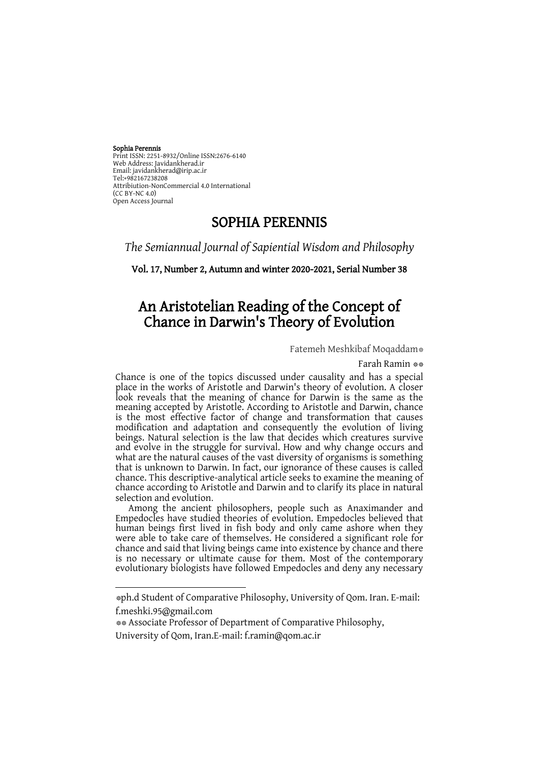**Sophia Perennis**
Print ISSN: 2251-8932/Online ISSN:2676-6140
Web Address: Javidankherad.ir
Email: javidankherad@irip.ac.ir
Tel:+982167238208
Attribiution-NonCommercial 4.0 International
(CC BY-NC 4.0)
Open Access Journal

# SOPHIA PERENNIS

*The Semiannual Journal of Sapiential Wisdom and Philosophy*

**Vol. 17, Number 2, Autumn and winter 2020-2021, Serial Number 38**

# An Aristotelian Reading of the Concept of Chance in Darwin's Theory of Evolution

Fatemeh Meshkibaf Moqaddam*

Farah Ramin **

Chance is one of the topics discussed under causality and has a special place in the works of Aristotle and Darwin's theory of evolution. A closer look reveals that the meaning of chance for Darwin is the same as the meaning accepted by Aristotle. According to Aristotle and Darwin, chance is the most effective factor of change and transformation that causes modification and adaptation and consequently the evolution of living beings. Natural selection is the law that decides which creatures survive and evolve in the struggle for survival. How and why change occurs and what are the natural causes of the vast diversity of organisms is something that is unknown to Darwin. In fact, our ignorance of these causes is called chance. This descriptive-analytical article seeks to examine the meaning of chance according to Aristotle and Darwin and to clarify its place in natural selection and evolution.

Among the ancient philosophers, people such as Anaximander and Empedocles have studied theories of evolution. Empedocles believed that human beings first lived in fish body and only came ashore when they were able to take care of themselves. He considered a significant role for chance and said that living beings came into existence by chance and there is no necessary or ultimate cause for them. Most of the contemporary evolutionary biologists have followed Empedocles and deny any necessary

---

*ph.d Student of Comparative Philosophy, University of Qom. Iran. E-mail: f.meshki.95@gmail.com

** Associate Professor of Department of Comparative Philosophy, University of Qom, Iran.E-mail: f.ramin@qom.ac.ir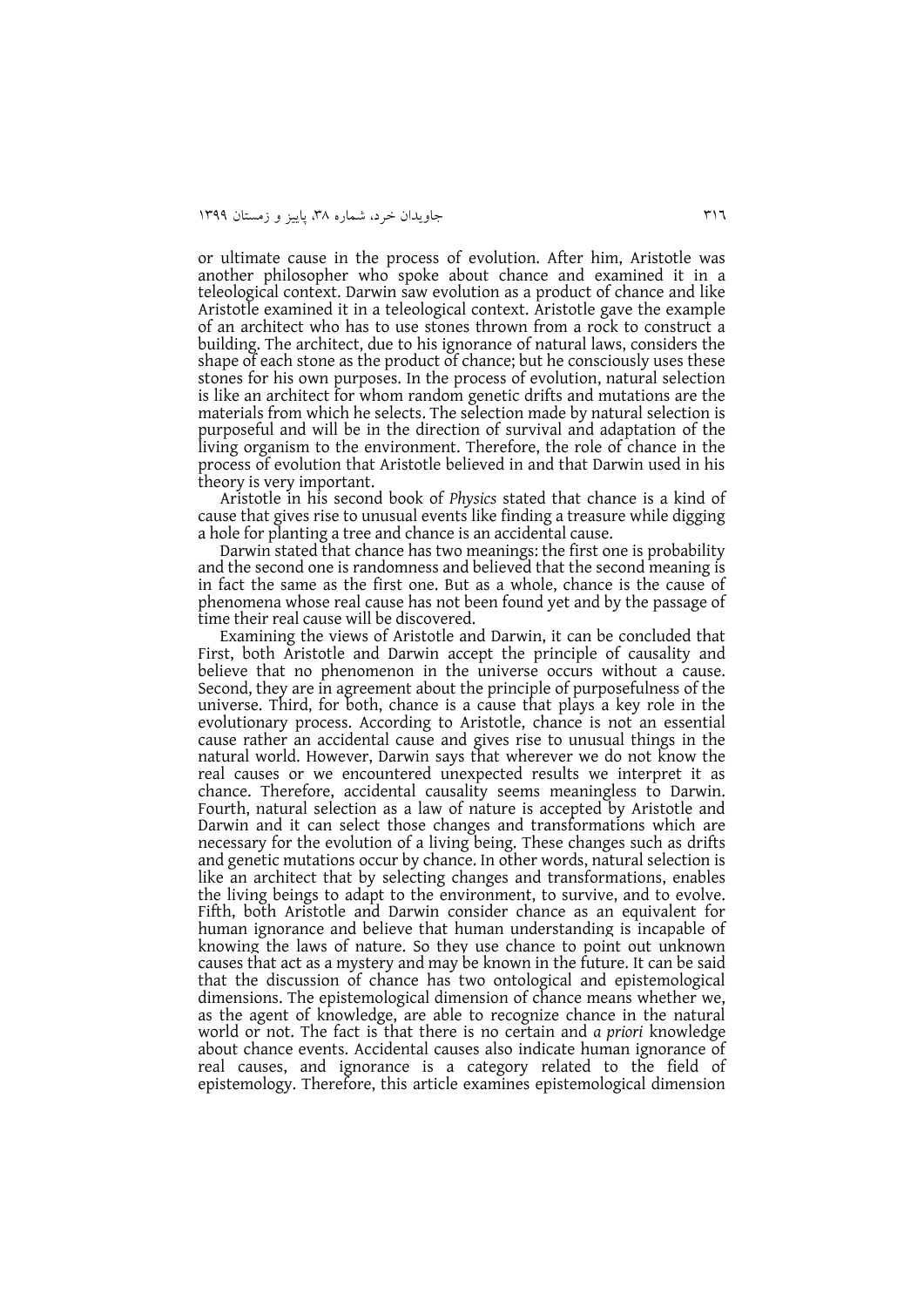or ultimate cause in the process of evolution. After him, Aristotle was another philosopher who spoke about chance and examined it in a teleological context. Darwin saw evolution as a product of chance and like Aristotle examined it in a teleological context. Aristotle gave the example of an architect who has to use stones thrown from a rock to construct a building. The architect, due to his ignorance of natural laws, considers the shape of each stone as the product of chance; but he consciously uses these stones for his own purposes. In the process of evolution, natural selection is like an architect for whom random genetic drifts and mutations are the materials from which he selects. The selection made by natural selection is purposeful and will be in the direction of survival and adaptation of the living organism to the environment. Therefore, the role of chance in the process of evolution that Aristotle believed in and that Darwin used in his theory is very important.

Aristotle in his second book of *Physics* stated that chance is a kind of cause that gives rise to unusual events like finding a treasure while digging a hole for planting a tree and chance is an accidental cause.

Darwin stated that chance has two meanings: the first one is probability and the second one is randomness and believed that the second meaning is in fact the same as the first one. But as a whole, chance is the cause of phenomena whose real cause has not been found yet and by the passage of time their real cause will be discovered.

Examining the views of Aristotle and Darwin, it can be concluded that First, both Aristotle and Darwin accept the principle of causality and believe that no phenomenon in the universe occurs without a cause. Second, they are in agreement about the principle of purposefulness of the universe. Third, for both, chance is a cause that plays a key role in the evolutionary process. According to Aristotle, chance is not an essential cause rather an accidental cause and gives rise to unusual things in the natural world. However, Darwin says that wherever we do not know the real causes or we encountered unexpected results we interpret it as chance. Therefore, accidental causality seems meaningless to Darwin. Fourth, natural selection as a law of nature is accepted by Aristotle and Darwin and it can select those changes and transformations which are necessary for the evolution of a living being. These changes such as drifts and genetic mutations occur by chance. In other words, natural selection is like an architect that by selecting changes and transformations, enables the living beings to adapt to the environment, to survive, and to evolve. Fifth, both Aristotle and Darwin consider chance as an equivalent for human ignorance and believe that human understanding is incapable of knowing the laws of nature. So they use chance to point out unknown causes that act as a mystery and may be known in the future. It can be said that the discussion of chance has two ontological and epistemological dimensions. The epistemological dimension of chance means whether we, as the agent of knowledge, are able to recognize chance in the natural world or not. The fact is that there is no certain and *a priori* knowledge about chance events. Accidental causes also indicate human ignorance of real causes, and ignorance is a category related to the field of epistemology. Therefore, this article examines epistemological dimension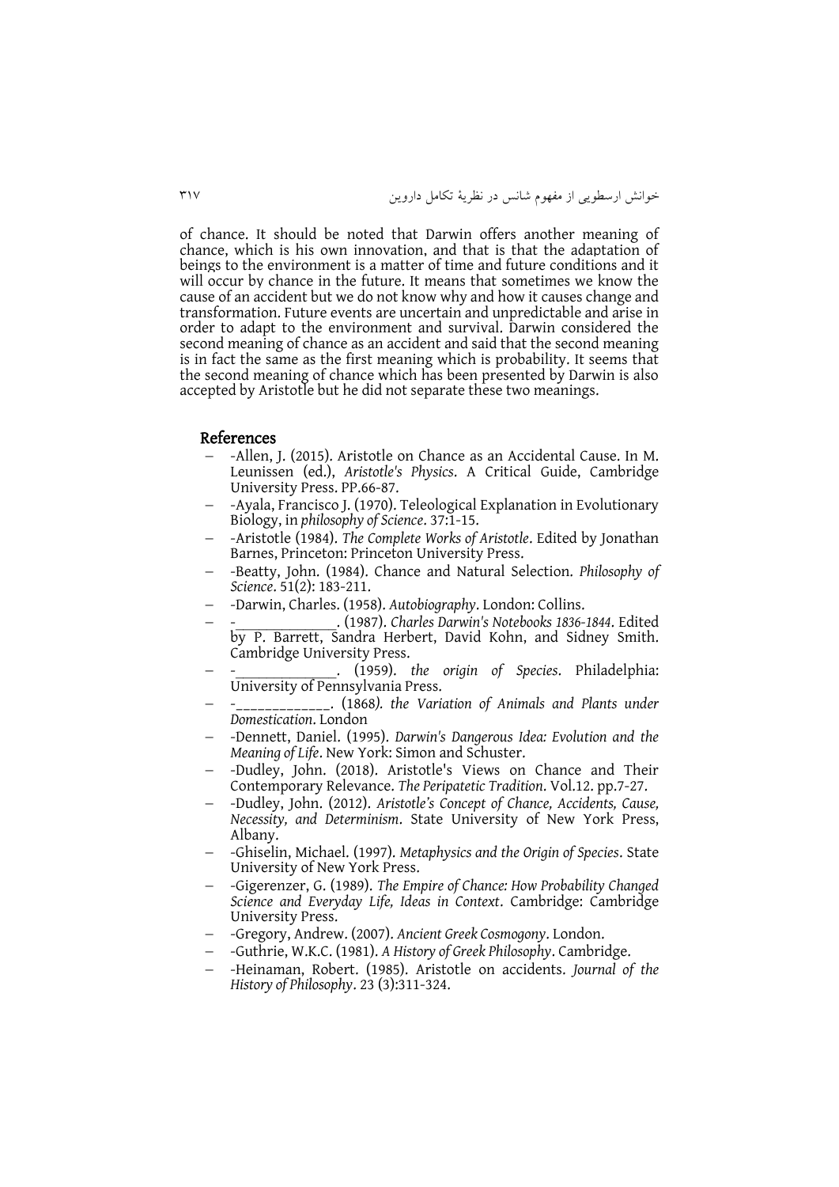of chance. It should be noted that Darwin offers another meaning of chance, which is his own innovation, and that is that the adaptation of beings to the environment is a matter of time and future conditions and it will occur by chance in the future. It means that sometimes we know the cause of an accident but we do not know why and how it causes change and transformation. Future events are uncertain and unpredictable and arise in order to adapt to the environment and survival. Darwin considered the second meaning of chance as an accident and said that the second meaning is in fact the same as the first meaning which is probability. It seems that the second meaning of chance which has been presented by Darwin is also accepted by Aristotle but he did not separate these two meanings.

## References

- -Allen, J. (2015). Aristotle on Chance as an Accidental Cause. In M. Leunissen (ed.), *Aristotle's Physics*. A Critical Guide, Cambridge University Press. PP.66-87.
- -Ayala, Francisco J. (1970). Teleological Explanation in Evolutionary Biology, in *philosophy of Science*. 37:1-15.
- -Aristotle (1984). *The Complete Works of Aristotle*. Edited by Jonathan Barnes, Princeton: Princeton University Press.
- -Beatty, John. (1984). Chance and Natural Selection. *Philosophy of Science*. 51(2): 183-211.
- -Darwin, Charles. (1958). *Autobiography*. London: Collins.
- -______________. (1987). *Charles Darwin's Notebooks 1836-1844*. Edited by P. Barrett, Sandra Herbert, David Kohn, and Sidney Smith. Cambridge University Press.
- -______________. (1959). *the origin of Species*. Philadelphia: University of Pennsylvania Press.
- -____________. (1868*). the Variation of Animals and Plants under Domestication*. London
- -Dennett, Daniel. (1995). *Darwin's Dangerous Idea: Evolution and the Meaning of Life*. New York: Simon and Schuster.
- -Dudley, John. (2018). Aristotle's Views on Chance and Their Contemporary Relevance. *The Peripatetic Tradition*. Vol.12. pp.7-27.
- -Dudley, John. (2012). *Aristotle's Concept of Chance, Accidents, Cause, Necessity, and Determinism*. State University of New York Press, Albany.
- -Ghiselin, Michael. (1997). *Metaphysics and the Origin of Species*. State University of New York Press.
- -Gigerenzer, G. (1989). *The Empire of Chance: How Probability Changed Science and Everyday Life, Ideas in Context*. Cambridge: Cambridge University Press.
- -Gregory, Andrew. (2007). *Ancient Greek Cosmogony*. London.
- -Guthrie, W.K.C. (1981). *A History of Greek Philosophy*. Cambridge.
- -Heinaman, Robert. (1985). Aristotle on accidents. *Journal of the History of Philosophy*. 23 (3):311-324.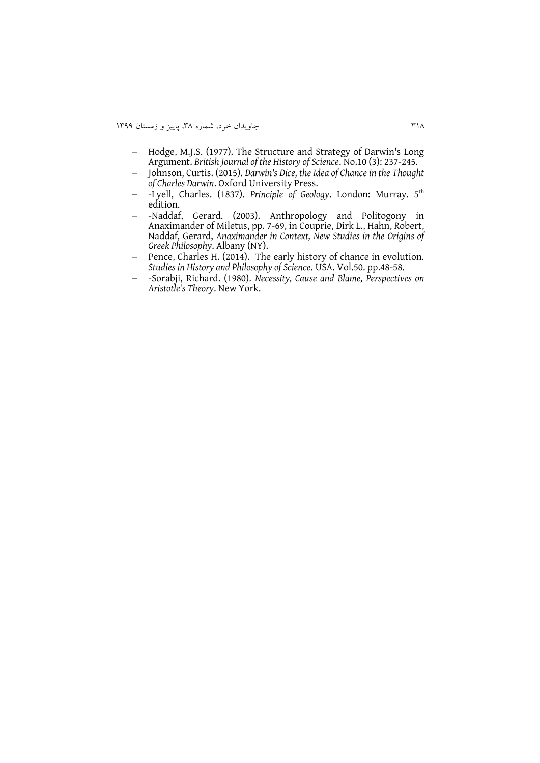- Hodge, M.J.S. (1977). The Structure and Strategy of Darwin's Long Argument. *British Journal of the History of Science*. No.10 (3): 237-245.
- Johnson, Curtis. (2015). *Darwin's Dice, the Idea of Chance in the Thought of Charles Darwin*. Oxford University Press.
- -Lyell, Charles. (1837). *Principle of Geology*. London: Murray. 5th edition.
- -Naddaf, Gerard. (2003). Anthropology and Politogony in Anaximander of Miletus, pp. 7-69, in Couprie, Dirk L., Hahn, Robert, Naddaf, Gerard, *Anaximander in Context, New Studies in the Origins of Greek Philosophy*. Albany (NY).
- Pence, Charles H. (2014). The early history of chance in evolution. *Studies in History and Philosophy of Science*. USA. Vol.50. pp.48-58.
- -Sorabji, Richard. (1980). *Necessity, Cause and Blame, Perspectives on Aristotle's Theory*. New York.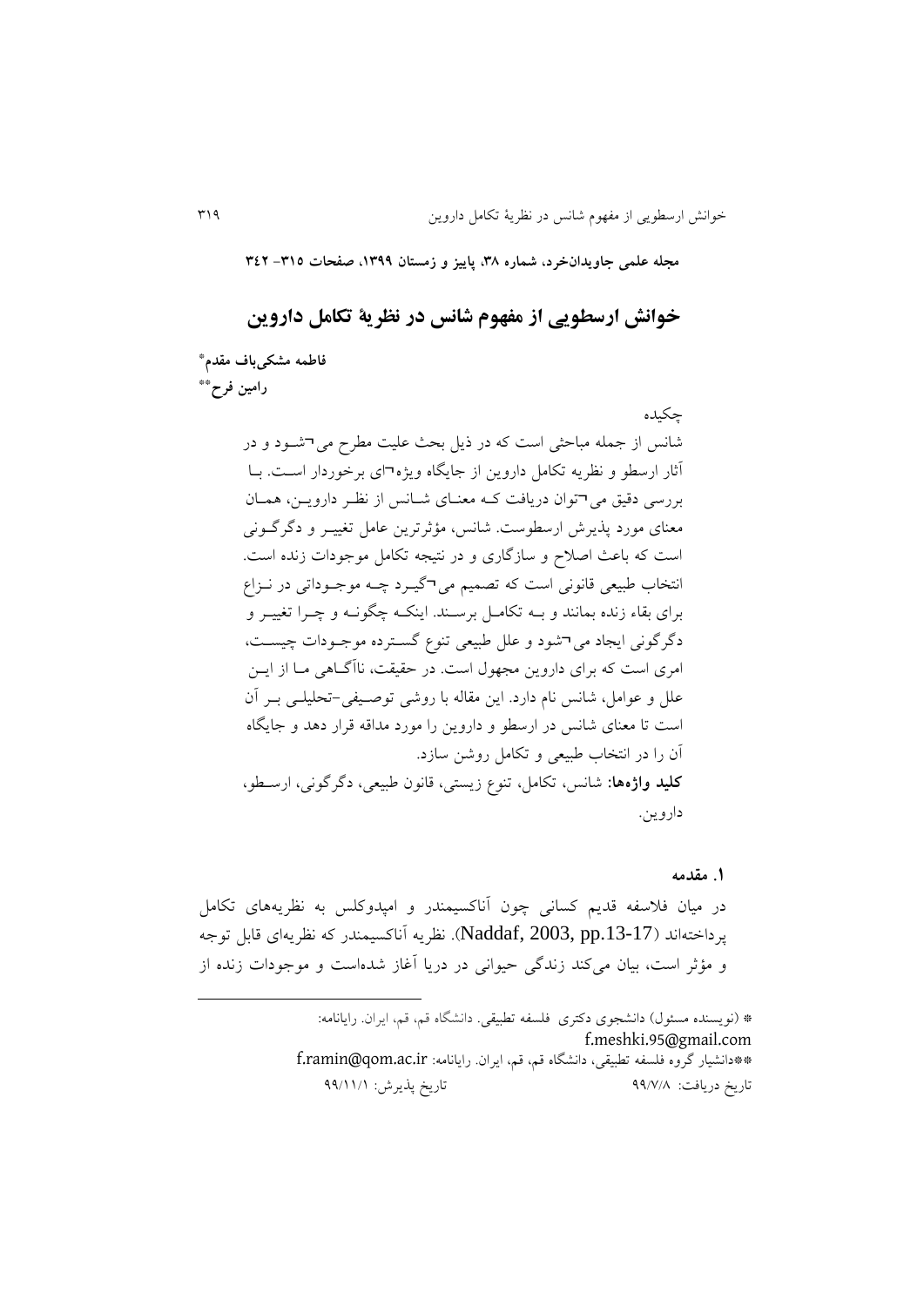# خوانش ارسطویی از مفهوم شانس در نظریهٔ تکامل داروین

**فاطمه مشکی‌باف مقدم***

**رامین فرح****

چکیده

شانس از جمله مباحثی است که در ذیل بحث علیت مطرح می‌شود و در آثار ارسطو و نظریه تکامل داروین از جایگاه ویژه‌ای برخوردار است. با بررسی دقیق می‌توان دریافت که معنای شانس از نظر داروین، همان معنای مورد پذیرش ارسطوست. شانس، مؤثرترین عامل تغییر و دگرگونی است که باعث اصلاح و سازگاری و در نتیجه تکامل موجودات زنده است. انتخاب طبیعی قانونی است که تصمیم می‌گیرد چه موجوداتی در نزاع برای بقاء زنده بمانند و به تکامل برسند. اینکه چگونه و چرا تغییر و دگرگونی ایجاد می‌شود و علل طبیعی تنوع گسترده موجودات چیست، امری است که برای داروین مجهول است. در حقیقت، ناآگاهی ما از این علل و عوامل، شانس نام دارد. این مقاله با روشی توصیفی-تحلیلی بر آن است تا معنای شانس در ارسطو و داروین را مورد مداقه قرار دهد و جایگاه آن را در انتخاب طبیعی و تکامل روشن سازد.

**کلید واژه‌ها:** شانس، تکامل، تنوع زیستی، قانون طبیعی، دگرگونی، ارسطو، داروین.

## ۱. مقدمه

در میان فلاسفه قدیم کسانی چون آناکسیمندر و امپدوکلس به نظریه‌های تکامل پرداخته‌اند (Naddaf, 2003, pp.13-17). نظریه آناکسیمندر که نظریه‌ای قابل توجه و مؤثر است، بیان می‌کند زندگی حیوانی در دریا آغاز شده‌است و موجودات زنده از

---

* (نویسنده مسئول) دانشجوی دکتری فلسفه تطبیقی. دانشگاه قم، قم، ایران. رایانامه: f.meshki.95@gmail.com

** دانشیار گروه فلسفه تطبیقی، دانشگاه قم، قم، ایران. رایانامه: f.ramin@qom.ac.ir

تاریخ دریافت: ۹۹/۷/۸ تاریخ پذیرش: ۹۹/۱۱/۱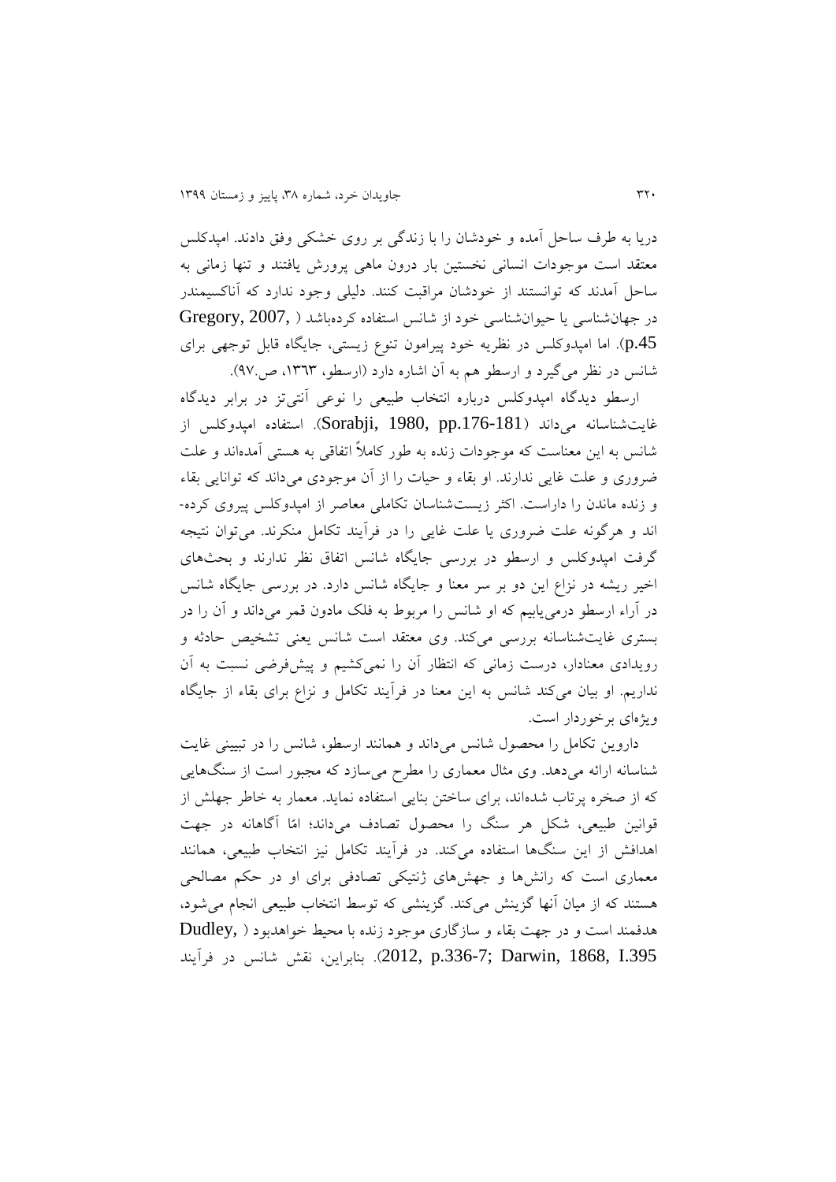دریا به طرف ساحل آمده و خودشان را با زندگی بر روی خشکی وفق دادند. امپدکلس معتقد است موجودات انسانی نخستین بار درون ماهی پرورش یافتند و تنها زمانی به ساحل آمدند که توانستند از خودشان مراقبت کنند. دلیلی وجود ندارد که آناکسیمندر در جهان‌شناسی یا حیوان‌شناسی خود از شانس استفاده کرده‌باشد (Gregory, 2007, p.45). اما امپدوکلس در نظریه خود پیرامون تنوع زیستی، جایگاه قابل توجهی برای شانس در نظر می‌گیرد و ارسطو هم به آن اشاره دارد (ارسطو، ۱۳۶۳، ص.۹۷).

ارسطو دیدگاه امپدوکلس درباره انتخاب طبیعی را نوعی آنتی‌تز در برابر دیدگاه غایت‌شناسانه می‌داند (Sorabji, 1980, pp.176-181). استفاده امپدوکلس از شانس به این معناست که موجودات زنده به طور کاملاً اتفاقی به هستی آمده‌اند و علت ضروری و علت غایی ندارند. او بقاء و حیات را از آن موجودی می‌داند که توانایی بقاء و زنده ماندن را داراست. اکثر زیست‌شناسان تکاملی معاصر از امپدوکلس پیروی کرده‌اند و هرگونه علت ضروری یا علت غایی را در فرآیند تکامل منکرند. می‌توان نتیجه گرفت امپدوکلس و ارسطو در بررسی جایگاه شانس اتفاق نظر ندارند و بحث‌های اخیر ریشه در نزاع این دو بر سر معنا و جایگاه شانس دارد. در بررسی جایگاه شانس در آراء ارسطو درمی‌یابیم که او شانس را مربوط به فلک مادون قمر می‌داند و آن را در بستری غایت‌شناسانه بررسی می‌کند. وی معتقد است شانس یعنی تشخیص حادثه و رویدادی معنادار، درست زمانی که انتظار آن را نمی‌کشیم و پیش‌فرضی نسبت به آن نداریم. او بیان می‌کند شانس به این معنا در فرآیند تکامل و نزاع برای بقاء از جایگاه ویژه‌ای برخوردار است.

داروین تکامل را محصول شانس می‌داند و همانند ارسطو، شانس را در تبیینی غایت شناسانه ارائه می‌دهد. وی مثال معماری را مطرح می‌سازد که مجبور است از سنگ‌هایی که از صخره پرتاب شده‌اند، برای ساختن بنایی استفاده نماید. معمار به خاطر جهلش از قوانین طبیعی، شکل هر سنگ را محصول تصادف می‌داند؛ امّا آگاهانه در جهت اهدافش از این سنگ‌ها استفاده می‌کند. در فرآیند تکامل نیز انتخاب طبیعی، همانند معماری است که رانش‌ها و جهش‌های ژنتیکی تصادفی برای او در حکم مصالحی هستند که از میان آنها گزینش می‌کند. گزینشی که توسط انتخاب طبیعی انجام می‌شود، هدفمند است و در جهت بقاء و سازگاری موجود زنده با محیط خواهدبود (Dudley, 2012, p.336-7; Darwin, 1868, I.395). بنابراین، نقش شانس در فرآیند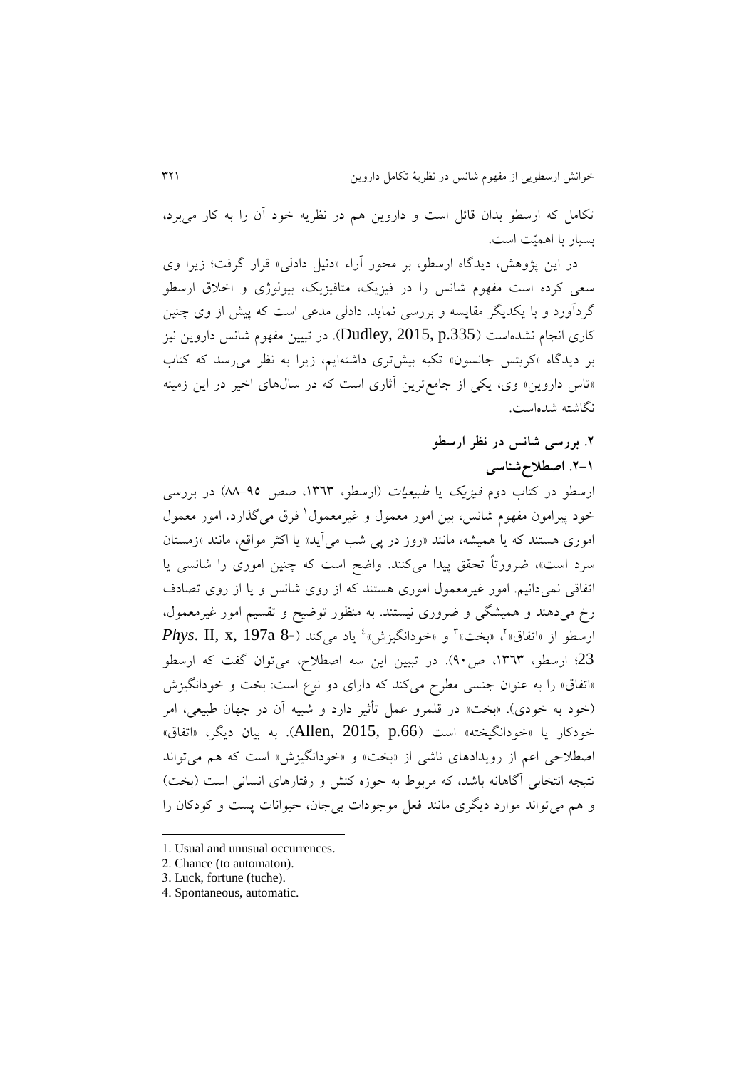تکامل که ارسطو بدان قائل است و داروین هم در نظریه خود آن را به کار می‌برد، بسیار با اهمیّت است.

در این پژوهش، دیدگاه ارسطو، بر محور آراء «دنیل دادلی» قرار گرفت؛ زیرا وی سعی کرده است مفهوم شانس را در فیزیک، متافیزیک، بیولوژی و اخلاق ارسطو گردآورد و با یکدیگر مقایسه و بررسی نماید. دادلی مدعی است که پیش از وی چنین کاری انجام نشده‌است (Dudley, 2015, p.335). در تبیین مفهوم شانس داروین نیز بر دیدگاه «کریتس جانسون» تکیه بیش‌تری داشته‌ایم، زیرا به نظر می‌رسد که کتاب «تاس داروین» وی، یکی از جامع‌ترین آثاری است که در سال‌های اخیر در این زمینه نگاشته شده‌است.

## ۲. بررسی شانس در نظر ارسطو

### ۲-۱. اصطلاح‌شناسی

ارسطو در کتاب دوم *فیزیک* یا *طبیعیات* (ارسطو، ۱۳۶۳، صص ۹۵-۸۸) در بررسی خود پیرامون مفهوم شانس، بین امور معمول و غیرمعمول[1] فرق می‌گذارد. امور معمول اموری هستند که یا همیشه، مانند «روز در پی شب می‌آید» یا اکثر مواقع، مانند «زمستان سرد است»، ضرورتاً تحقق پیدا می‌کنند. واضح است که چنین اموری را شانسی یا اتفاقی نمی‌دانیم. امور غیرمعمول اموری هستند که از روی شانس و یا از روی تصادف رخ می‌دهند و همیشگی و ضروری نیستند. به منظور توضیح و تقسیم امور غیرمعمول، ارسطو از «اتفاق»[2]، «بخت»[3] و «خودانگیزش»[4] یاد می‌کند (*Phys*. II, x, 197a 8-23؛ ارسطو، ۱۳۶۳، ص۹۰). در تبیین این سه اصطلاح، می‌توان گفت که ارسطو «اتفاق» را به عنوان جنسی مطرح می‌کند که دارای دو نوع است: بخت و خودانگیزش (خود به خودی). «بخت» در قلمرو عمل تأثیر دارد و شبیه آن در جهان طبیعی، امر خودکار یا «خودانگیخته» است (Allen, 2015, p.66). به بیان دیگر، «اتفاق» اصطلاحی اعم از رویدادهای ناشی از «بخت» و «خودانگیزش» است که هم می‌تواند نتیجه انتخابی آگاهانه باشد، که مربوط به حوزه کنش و رفتارهای انسانی است (بخت) و هم می‌تواند موارد دیگری مانند فعل موجودات بی‌جان، حیوانات پست و کودکان را

---

1. Usual and unusual occurrences.
2. Chance (to automaton).
3. Luck, fortune (tuche).
4. Spontaneous, automatic.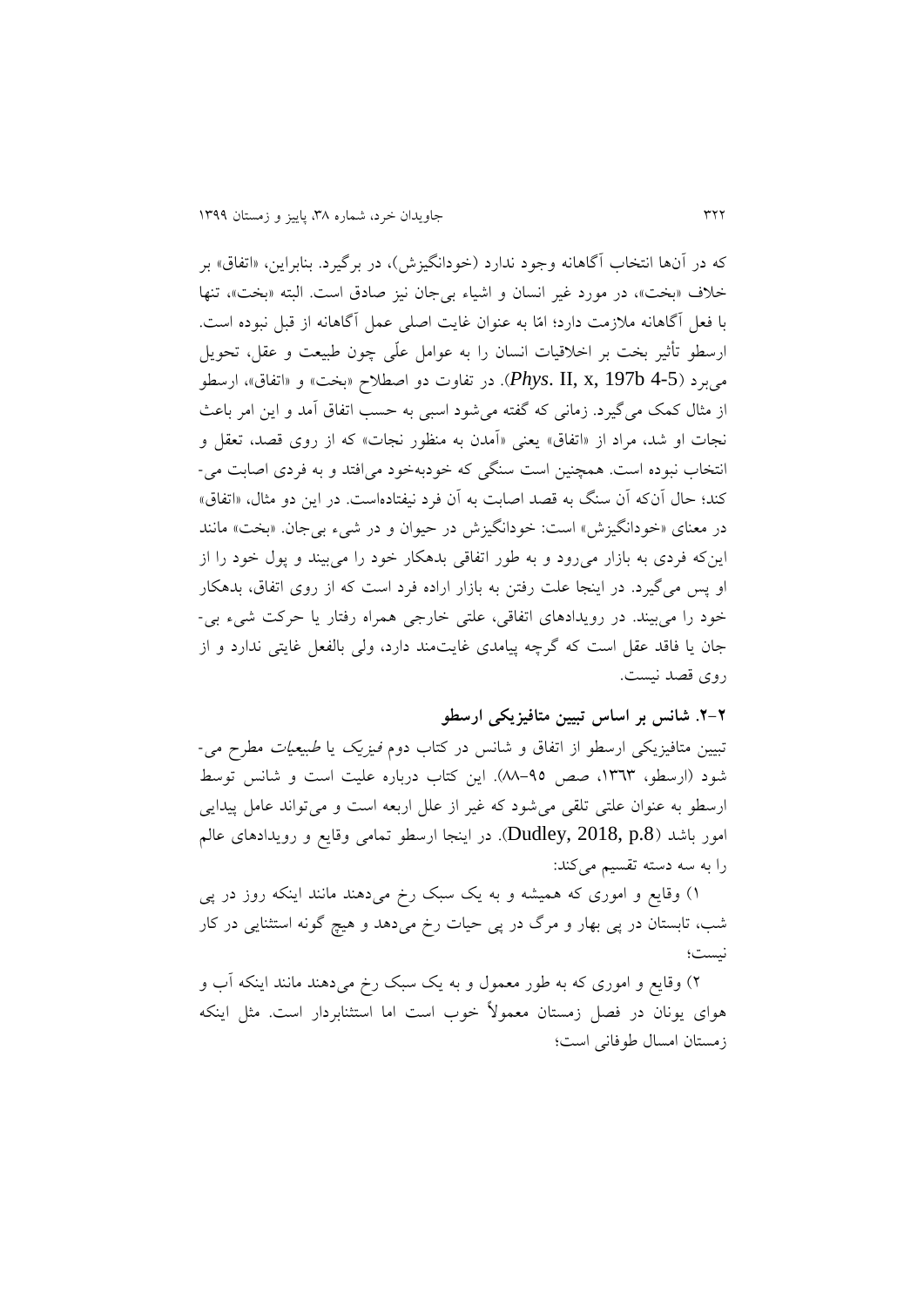که در آن‌ها انتخاب آگاهانه وجود ندارد (خودانگیزش)، در برگیرد. بنابراین، «اتفاق» بر خلاف «بخت»، در مورد غیر انسان و اشیاء بی‌جان نیز صادق است. البته «بخت»، تنها با فعل آگاهانه ملازمت دارد؛ امّا به عنوان غایت اصلی عمل آگاهانه از قبل نبوده است. ارسطو تأثیر بخت بر اخلاقیات انسان را به عوامل علّی چون طبیعت و عقل، تحویل می‌برد (*Phys.* II, x, 197b 4-5). در تفاوت دو اصطلاح «بخت» و «اتفاق»، ارسطو از مثال کمک می‌گیرد. زمانی که گفته می‌شود اسبی به حسب اتفاق آمد و این امر باعث نجات او شد، مراد از «اتفاق» یعنی «آمدن به منظور نجات» که از روی قصد، تعقل و انتخاب نبوده است. همچنین است سنگی که خودبه‌خود می‌افتد و به فردی اصابت می‌کند؛ حال آن‌که آن سنگ به قصد اصابت به آن فرد نیفتاده‌است. در این دو مثال، «اتفاق» در معنای «خودانگیزش» است: خودانگیزش در حیوان و در شیء بی‌جان. «بخت» مانند این‌که فردی به بازار می‌رود و به طور اتفاقی بدهکار خود را می‌بیند و پول خود را از او پس می‌گیرد. در اینجا علت رفتن به بازار اراده فرد است که از روی اتفاق، بدهکار خود را می‌بیند. در رویدادهای اتفاقی، علتی خارجی همراه رفتار یا حرکت شیء بی‌جان یا فاقد عقل است که گرچه پیامدی غایت‌مند دارد، ولی بالفعل غایتی ندارد و از روی قصد نیست.

### ۲-۲. شانس بر اساس تبیین متافیزیکی ارسطو

تبیین متافیزیکی ارسطو از اتفاق و شانس در کتاب دوم *فیزیک* یا *طبیعیات* مطرح می‌شود (ارسطو، ۱۳۶۳، صص ۹۵-۸۸). این کتاب درباره علیت است و شانس توسط ارسطو به عنوان علتی تلقی می‌شود که غیر از علل اربعه است و می‌تواند عامل پیدایی امور باشد (Dudley, 2018, p.8). در اینجا ارسطو تمامی وقایع و رویدادهای عالم را به سه دسته تقسیم می‌کند:

۱) وقایع و اموری که همیشه و به یک سبک رخ می‌دهند مانند اینکه روز در پی شب، تابستان در پی بهار و مرگ در پی حیات رخ می‌دهد و هیچ گونه استثنایی در کار نیست؛

۲) وقایع و اموری که به طور معمول و به یک سبک رخ می‌دهند مانند اینکه آب و هوای یونان در فصل زمستان معمولاً خوب است اما استثنابردار است. مثل اینکه زمستان امسال طوفانی است؛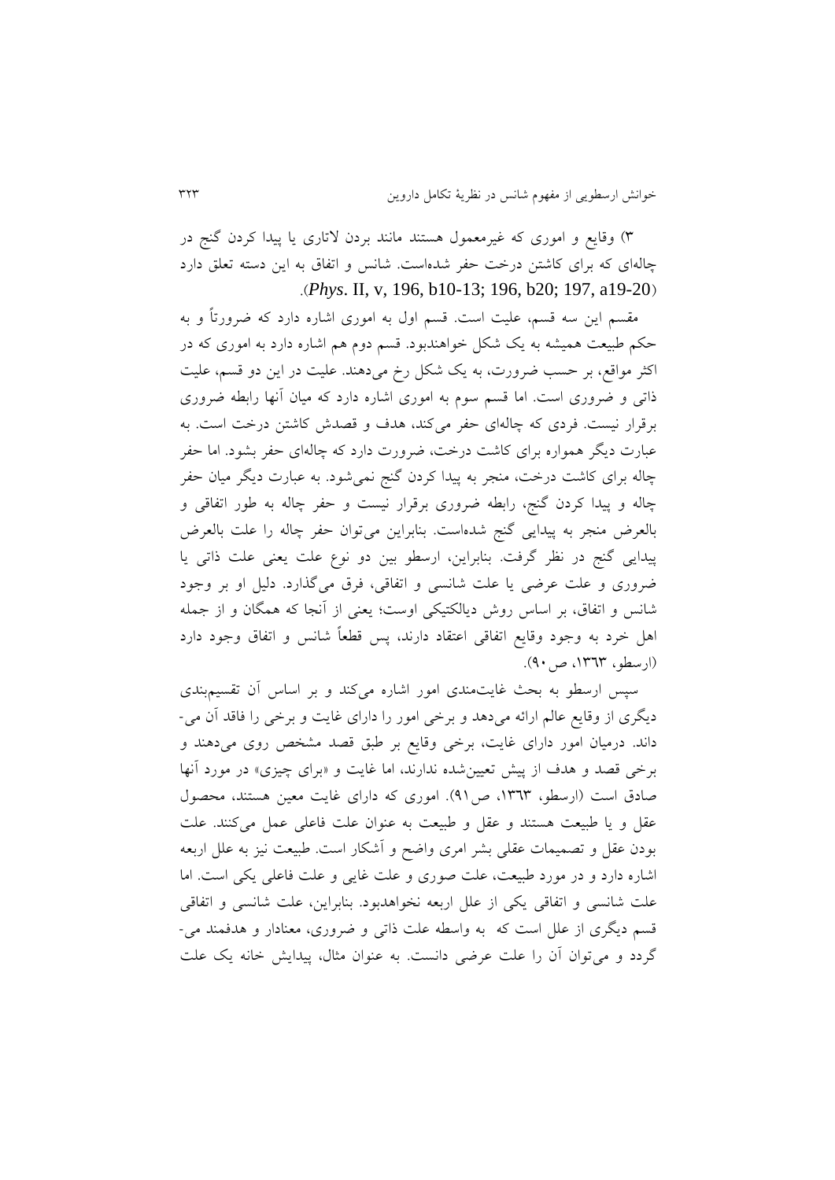۳) وقایع و اموری که غیرمعمول هستند مانند بردن لاتاری یا پیدا کردن گنج در چاله‌ای که برای کاشتن درخت حفر شده‌است. شانس و اتفاق به این دسته تعلق دارد (*Phys*. II, v, 196, b10-13; 196, b20; 197, a19-20).

مقسم این سه قسم، علیت است. قسم اول به اموری اشاره دارد که ضرورتاً و به حکم طبیعت همیشه به یک شکل خواهندبود. قسم دوم هم اشاره دارد به اموری که در اکثر مواقع، بر حسب ضرورت، به یک شکل رخ می‌دهند. علیت در این دو قسم، علیت ذاتی و ضروری است. اما قسم سوم به اموری اشاره دارد که میان آنها رابطه ضروری برقرار نیست. فردی که چاله‌ای حفر می‌کند، هدف و قصدش کاشتن درخت است. به عبارت دیگر همواره برای کاشت درخت، ضرورت دارد که چاله‌ای حفر بشود. اما حفر چاله برای کاشت درخت، منجر به پیدا کردن گنج نمی‌شود. به عبارت دیگر میان حفر چاله و پیدا کردن گنج، رابطه ضروری برقرار نیست و حفر چاله به طور اتفاقی و بالعرض منجر به پیدایی گنج شده‌است. بنابراین می‌توان حفر چاله را علت بالعرض پیدایی گنج در نظر گرفت. بنابراین، ارسطو بین دو نوع علت یعنی علت ذاتی یا ضروری و علت عرضی یا علت شانسی و اتفاقی، فرق می‌گذارد. دلیل او بر وجود شانس و اتفاق، بر اساس روش دیالکتیکی اوست؛ یعنی از آنجا که همگان و از جمله اهل خرد به وجود وقایع اتفاقی اعتقاد دارند، پس قطعاً شانس و اتفاق وجود دارد (ارسطو، ۱۳٦۳، ص۹۰).

سپس ارسطو به بحث غایت‌مندی امور اشاره می‌کند و بر اساس آن تقسیم‌بندی دیگری از وقایع عالم ارائه می‌دهد و برخی امور را دارای غایت و برخی را فاقد آن می‌داند. درمیان امور دارای غایت، برخی وقایع بر طبق قصد مشخص روی می‌دهند و برخی قصد و هدف از پیش تعیین‌شده ندارند، اما غایت و «برای چیزی» در مورد آنها صادق است (ارسطو، ۱۳٦۳، ص۹۱). اموری که دارای غایت معین هستند، محصول عقل و یا طبیعت هستند و عقل و طبیعت به عنوان علت فاعلی عمل می‌کنند. علت بودن عقل و تصمیمات عقلی بشر امری واضح و آشکار است. طبیعت نیز به علل اربعه اشاره دارد و در مورد طبیعت، علت صوری و علت غایی و علت فاعلی یکی است. اما علت شانسی و اتفاقی یکی از علل اربعه نخواهدبود. بنابراین، علت شانسی و اتفاقی قسم دیگری از علل است که به واسطه علت ذاتی و ضروری، معنادار و هدفمند می‌گردد و می‌توان آن را علت عرضی دانست. به عنوان مثال، پیدایش خانه یک علت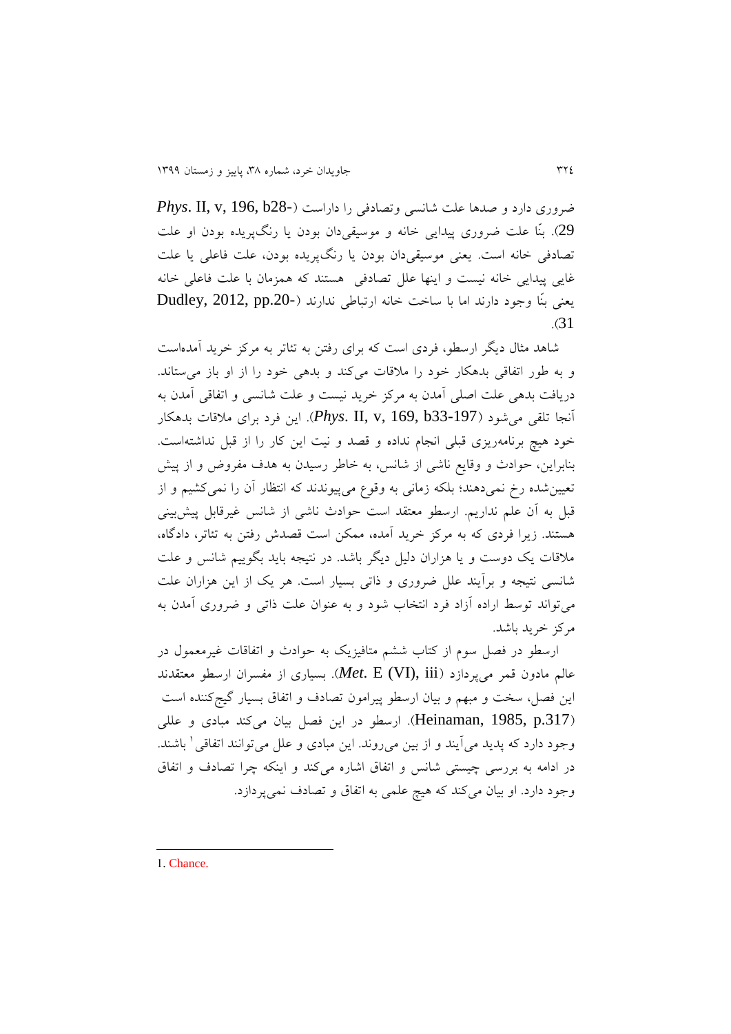ضروری دارد و صدها علت شانسی وتصادفی را داراست (*Phys*. II, v, 196, b28-29). بنّا علت ضروری پیدایی خانه و موسیقی‌دان بودن یا رنگ‌پریده بودن او علت تصادفی خانه است. یعنی موسیقی‌دان بودن یا رنگ‌پریده بودن، علت فاعلی یا علت غایی پیدایی خانه نیست و اینها علل تصادفی هستند که همزمان با علت فاعلی خانه یعنی بنّا وجود دارند اما با ساخت خانه ارتباطی ندارند (Dudley, 2012, pp.20-31).

شاهد مثال دیگر ارسطو، فردی است که برای رفتن به تئاتر به مرکز خرید آمده‌است و به طور اتفاقی بدهکار خود را ملاقات می‌کند و بدهی خود را از او باز می‌ستاند. دریافت بدهی علت اصلی آمدن به مرکز خرید نیست و علت شانسی و اتفاقی آمدن به آنجا تلقی می‌شود (*Phys*. II, v, 169, b33-197). این فرد برای ملاقات بدهکار خود هیچ برنامه‌ریزی قبلی انجام نداده و قصد و نیت این کار را از قبل نداشته‌است. بنابراین، حوادث و وقایع ناشی از شانس، به خاطر رسیدن به هدف مفروض و از پیش تعیین‌شده رخ نمی‌دهند؛ بلکه زمانی به وقوع می‌پیوندند که انتظار آن را نمی‌کشیم و از قبل به آن علم نداریم. ارسطو معتقد است حوادث ناشی از شانس غیرقابل پیش‌بینی هستند. زیرا فردی که به مرکز خرید آمده، ممکن است قصدش رفتن به تئاتر، دادگاه، ملاقات یک دوست و یا هزاران دلیل دیگر باشد. در نتیجه باید بگوییم شانس و علت شانسی نتیجه و برآیند علل ضروری و ذاتی بسیار است. هر یک از این هزاران علت می‌تواند توسط اراده آزاد فرد انتخاب شود و به عنوان علت ذاتی و ضروری آمدن به مرکز خرید باشد.

ارسطو در فصل سوم از کتاب ششم متافیزیک به حوادث و اتفاقات غیرمعمول در عالم مادون قمر می‌پردازد (*Met*. E (VI), iii). بسیاری از مفسران ارسطو معتقدند این فصل، سخت و مبهم و بیان ارسطو پیرامون تصادف و اتفاق بسیار گیج‌کننده است (Heinaman, 1985, p.317). ارسطو در این فصل بیان می‌کند مبادی و عللی وجود دارد که پدید می‌آیند و از بین می‌روند. این مبادی و علل می‌توانند اتفاقی[1] باشند. در ادامه به بررسی چیستی شانس و اتفاق اشاره می‌کند و اینکه چرا تصادف و اتفاق وجود دارد. او بیان می‌کند که هیچ علمی به اتفاق و تصادف نمی‌پردازد.

---

1. Chance.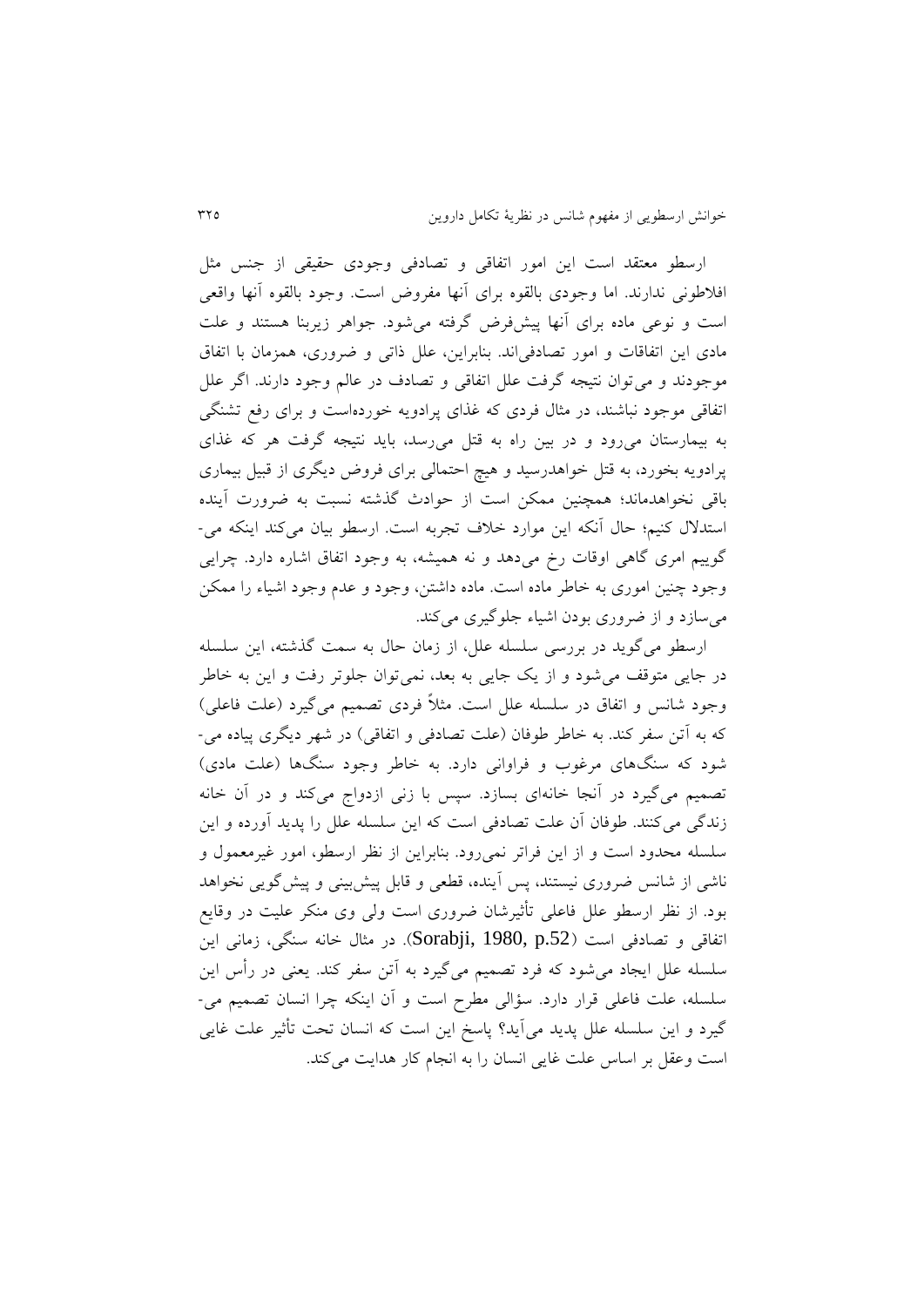ارسطو معتقد است این امور اتفاقی و تصادفی وجودی حقیقی از جنس مثل افلاطونی ندارند. اما وجودی بالقوه برای آنها مفروض است. وجود بالقوه آنها واقعی است و نوعی ماده برای آنها پیش‌فرض گرفته می‌شود. جواهر زیربنا هستند و علت مادی این اتفاقات و امور تصادفی‌اند. بنابراین، علل ذاتی و ضروری، همزمان با اتفاق موجودند و می‌توان نتیجه گرفت علل اتفاقی و تصادف در عالم وجود دارند. اگر علل اتفاقی موجود نباشند، در مثال فردی که غذای پرادویه خورده‌است و برای رفع تشنگی به بیمارستان می‌رود و در بین راه به قتل می‌رسد، باید نتیجه گرفت هر که غذای پرادویه بخورد، به قتل خواهدرسید و هیچ احتمالی برای فروض دیگری از قبیل بیماری باقی نخواهدماند؛ همچنین ممکن است از حوادث گذشته نسبت به ضرورت آینده استدلال کنیم؛ حال آنکه این موارد خلاف تجربه است. ارسطو بیان می‌کند اینکه می‌گوییم امری گاهی اوقات رخ می‌دهد و نه همیشه، به وجود اتفاق اشاره دارد. چرایی وجود چنین اموری به خاطر ماده است. ماده داشتن، وجود و عدم وجود اشیاء را ممکن می‌سازد و از ضروری بودن اشیاء جلوگیری می‌کند.

ارسطو می‌گوید در بررسی سلسله علل، از زمان حال به سمت گذشته، این سلسله در جایی متوقف می‌شود و از یک جایی به بعد، نمی‌توان جلوتر رفت و این به خاطر وجود شانس و اتفاق در سلسله علل است. مثلاً فردی تصمیم می‌گیرد (علت فاعلی) که به آتن سفر کند. به خاطر طوفان (علت تصادفی و اتفاقی) در شهر دیگری پیاده می‌شود که سنگ‌های مرغوب و فراوانی دارد. به خاطر وجود سنگ‌ها (علت مادی) تصمیم می‌گیرد در آنجا خانه‌ای بسازد. سپس با زنی ازدواج می‌کند و در آن خانه زندگی می‌کنند. طوفان آن علت تصادفی است که این سلسله علل را پدید آورده و این سلسله محدود است و از این فراتر نمی‌رود. بنابراین از نظر ارسطو، امور غیرمعمول و ناشی از شانس ضروری نیستند، پس آینده، قطعی و قابل پیش‌بینی و پیش‌گویی نخواهد بود. از نظر ارسطو علل فاعلی تأثیرشان ضروری است ولی وی منکر علیت در وقایع اتفاقی و تصادفی است (Sorabji, 1980, p.52). در مثال خانه سنگی، زمانی این سلسله علل ایجاد می‌شود که فرد تصمیم می‌گیرد به آتن سفر کند. یعنی در رأس این سلسله، علت فاعلی قرار دارد. سؤالی مطرح است و آن اینکه چرا انسان تصمیم می‌گیرد و این سلسله علل پدید می‌آید؟ پاسخ این است که انسان تحت تأثیر علت غایی است وعقل بر اساس علت غایی انسان را به انجام کار هدایت می‌کند.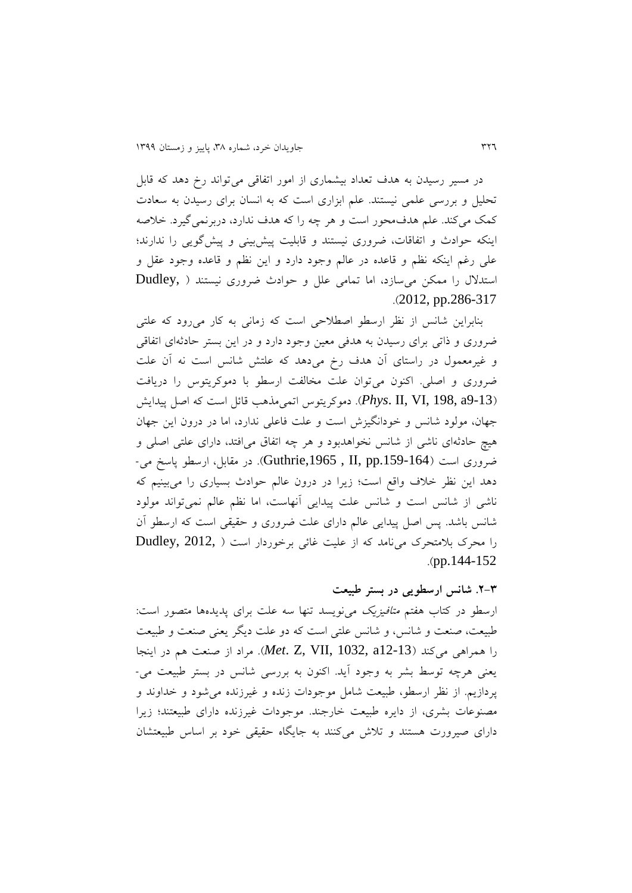در مسیر رسیدن به هدف تعداد بیشماری از امور اتفاقی می‌تواند رخ دهد که قابل تحلیل و بررسی علمی نیستند. علم ابزاری است که به انسان برای رسیدن به سعادت کمک می‌کند. علم هدف‌محور است و هر چه را که هدف ندارد، دربرنمی‌گیرد. خلاصه اینکه حوادث و اتفاقات، ضروری نیستند و قابلیت پیش‌بینی و پیش‌گویی را ندارند؛ علی رغم اینکه نظم و قاعده در عالم وجود دارد و این نظم و قاعده وجود عقل و استدلال را ممکن می‌سازد، اما تمامی علل و حوادث ضروری نیستند (Dudley, 2012, pp.286-317).

بنابراین شانس از نظر ارسطو اصطلاحی است که زمانی به کار می‌رود که علتی ضروری و ذاتی برای رسیدن به هدفی معین وجود دارد و در این بستر حادثه‌ای اتفاقی و غیرمعمول در راستای آن هدف رخ می‌دهد که علتش شانس است نه آن علت ضروری و اصلی. اکنون می‌توان علت مخالفت ارسطو با دموکریتوس را دریافت (*Phys*. II, VI, 198, a9-13). دموکریتوس اتمی‌مذهب قائل است که اصل پیدایش جهان، مولود شانس و خودانگیزش است و علت فاعلی ندارد، اما در درون این جهان هیچ حادثه‌ای ناشی از شانس نخواهدبود و هر چه اتفاق می‌افتد، دارای علتی اصلی و ضروری است (Guthrie,1965 , II, pp.159-164). در مقابل، ارسطو پاسخ می‌دهد این نظر خلاف واقع است؛ زیرا در درون عالم حوادث بسیاری را می‌بینیم که ناشی از شانس است و شانس علت پیدایی آنهاست، اما نظم عالم نمی‌تواند مولود شانس باشد. پس اصل پیدایی عالم دارای علت ضروری و حقیقی است که ارسطو آن را محرک بلامتحرک می‌نامد که از علیت غائی برخوردار است (Dudley, 2012, pp.144-152).

## ۲-۳. شانس ارسطویی در بستر طبیعت

ارسطو در کتاب هفتم *متافیزیک* می‌نویسد تنها سه علت برای پدیده‌ها متصور است: طبیعت، صنعت و شانس، و شانس علتی است که دو علت دیگر یعنی صنعت و طبیعت را همراهی می‌کند (*Met*. Z, VII, 1032, a12-13). مراد از صنعت هم در اینجا یعنی هرچه توسط بشر به وجود آید. اکنون به بررسی شانس در بستر طبیعت می‌پردازیم. از نظر ارسطو، طبیعت شامل موجودات زنده و غیرزنده می‌شود و خداوند و مصنوعات بشری، از دایره طبیعت خارجند. موجودات غیرزنده دارای طبیعتند؛ زیرا دارای صیرورت هستند و تلاش می‌کنند به جایگاه حقیقی خود بر اساس طبیعتشان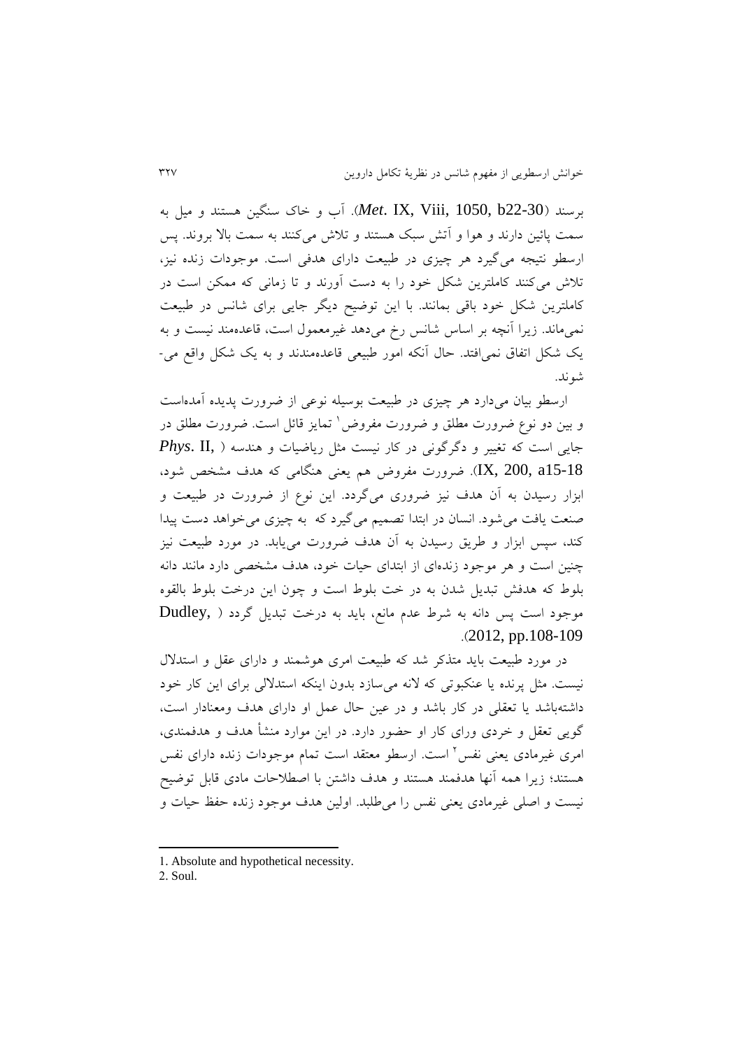برسند (*Met.* IX, Viii, 1050, b22-30). آب و خاک سنگین هستند و میل به سمت پائین دارند و هوا و آتش سبک هستند و تلاش می‌کنند به سمت بالا بروند. پس ارسطو نتیجه می‌گیرد هر چیزی در طبیعت دارای هدفی است. موجودات زنده نیز، تلاش می‌کنند کاملترین شکل خود را به دست آورند و تا زمانی که ممکن است در کاملترین شکل خود باقی بمانند. با این توضیح دیگر جایی برای شانس در طبیعت نمی‌ماند. زیرا آنچه بر اساس شانس رخ می‌دهد غیرمعمول است، قاعده‌مند نیست و به یک شکل اتفاق نمی‌افتد. حال آنکه امور طبیعی قاعده‌مندند و به یک شکل واقع می‌شوند.

ارسطو بیان می‌دارد هر چیزی در طبیعت بوسیله نوعی از ضرورت پدیده آمده‌است و بین دو نوع ضرورت مطلق و ضرورت مفروض[1] تمایز قائل است. ضرورت مطلق در جایی است که تغییر و دگرگونی در کار نیست مثل ریاضیات و هندسه (*Phys.* II, IX, 200, a15-18). ضرورت مفروض هم یعنی هنگامی که هدف مشخص شود، ابزار رسیدن به آن هدف نیز ضروری می‌گردد. این نوع از ضرورت در طبیعت و صنعت یافت می‌شود. انسان در ابتدا تصمیم می‌گیرد که به چیزی می‌خواهد دست پیدا کند، سپس ابزار و طریق رسیدن به آن هدف ضرورت می‌یابد. در مورد طبیعت نیز چنین است و هر موجود زنده‌ای از ابتدای حیات خود، هدف مشخصی دارد مانند دانه بلوط که هدفش تبدیل شدن به در خت بلوط است و چون این درخت بلوط بالقوه موجود است پس دانه به شرط عدم مانع، باید به درخت تبدیل گردد (Dudley, 2012, pp.108-109).

در مورد طبیعت باید متذکر شد که طبیعت امری هوشمند و دارای عقل و استدلال نیست. مثل پرنده یا عنکبوتی که لانه می‌سازد بدون اینکه استدلالی برای این کار خود داشته‌باشد یا تعقلی در کار باشد و در عین حال عمل او دارای هدف ومعنادار است، گویی تعقل و خردی ورای کار او حضور دارد. در این موارد منشأ هدف و هدفمندی، امری غیرمادی یعنی نفس[2] است. ارسطو معتقد است تمام موجودات زنده دارای نفس هستند؛ زیرا همه آنها هدفمند هستند و هدف داشتن با اصطلاحات مادی قابل توضیح نیست و اصلی غیرمادی یعنی نفس را می‌طلبد. اولین هدف موجود زنده حفظ حیات و

---

1. Absolute and hypothetical necessity.
2. Soul.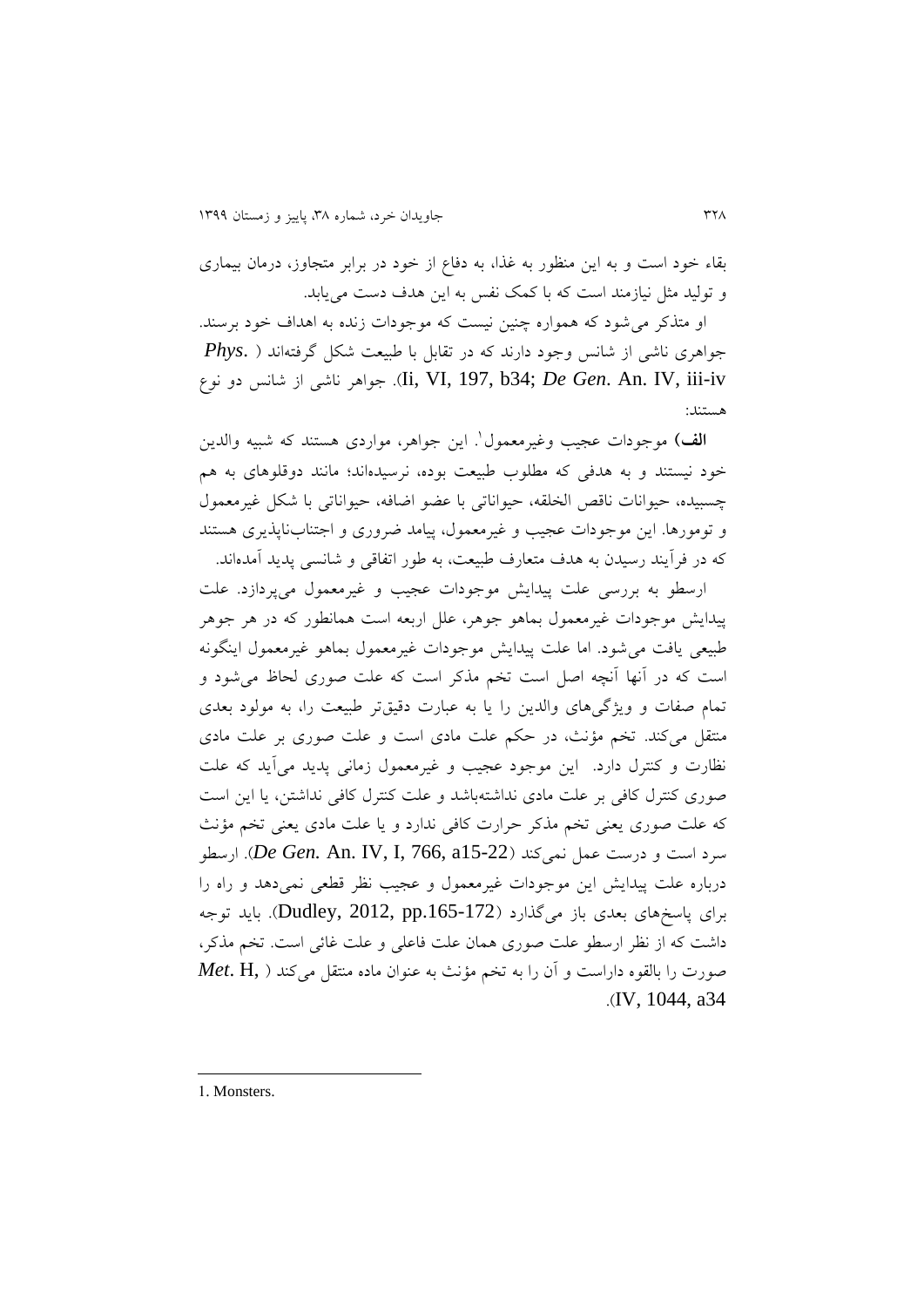بقاء خود است و به این منظور به غذا، به دفاع از خود در برابر متجاوز، درمان بیماری و تولید مثل نیازمند است که با کمک نفس به این هدف دست می‌یابد.

او متذکر می‌شود که همواره چنین نیست که موجودات زنده به اهداف خود برسند. جواهری ناشی از شانس وجود دارند که در تقابل با طبیعت شکل گرفته‌اند ( *Phys.* Ii, VI, 197, b34; *De Gen.* An. IV, iii-iv). جواهر ناشی از شانس دو نوع هستند:

**الف)** موجودات عجیب وغیرمعمول[1]. این جواهر، مواردی هستند که شبیه والدین خود نیستند و به هدفی که مطلوب طبیعت بوده، نرسیده‌اند؛ مانند دوقلوهای به هم چسبیده، حیوانات ناقص الخلقه، حیواناتی با عضو اضافه، حیواناتی با شکل غیرمعمول و تومورها. این موجودات عجیب و غیرمعمول، پیامد ضروری و اجتناب‌ناپذیری هستند که در فرآیند رسیدن به هدف متعارف طبیعت، به طور اتفاقی و شانسی پدید آمده‌اند.

ارسطو به بررسی علت پیدایش موجودات عجیب و غیرمعمول می‌پردازد. علت پیدایش موجودات غیرمعمول بماهو جوهر، علل اربعه است همانطور که در هر جوهر طبیعی یافت می‌شود. اما علت پیدایش موجودات غیرمعمول بماهو غیرمعمول اینگونه است که در آنها آنچه اصل است تخم مذکر است که علت صوری لحاظ می‌شود و تمام صفات و ویژگی‌های والدین را یا به عبارت دقیق‌تر طبیعت را، به مولود بعدی منتقل می‌کند. تخم مؤنث، در حکم علت مادی است و علت صوری بر علت مادی نظارت و کنترل دارد. این موجود عجیب و غیرمعمول زمانی پدید می‌آید که علت صوری کنترل کافی بر علت مادی نداشته‌باشد و علت کنترل کافی نداشتن، یا این است که علت صوری یعنی تخم مذکر حرارت کافی ندارد و یا علت مادی یعنی تخم مؤنث سرد است و درست عمل نمی‌کند (*De Gen.* An. IV, I, 766, a15-22). ارسطو درباره علت پیدایش این موجودات غیرمعمول و عجیب نظر قطعی نمی‌دهد و راه را برای پاسخ‌های بعدی باز می‌گذارد (Dudley, 2012, pp.165-172). باید توجه داشت که از نظر ارسطو علت صوری همان علت فاعلی و علت غائی است. تخم مذکر، صورت را بالقوه داراست و آن را به تخم مؤنث به عنوان ماده منتقل می‌کند ( *Met.* H, IV, 1044, a34).

---

1. Monsters.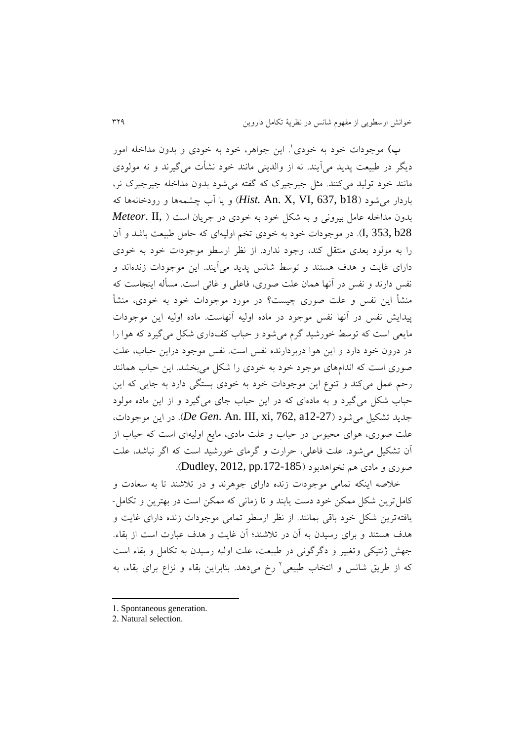**ب)** موجودات خود به خودی[1]. این جواهر، خود به خودی و بدون مداخله امور دیگر در طبیعت پدید می‌آیند. نه از والدینی مانند خود نشأت می‌گیرند و نه مولودی مانند خود تولید می‌کنند. مثل جیرجیرک که گفته می‌شود بدون مداخله جیرجیرک نر، باردار می‌شود (*Hist.* An. X, VI, 637, b18) و یا آب چشمه‌ها و رودخانه‌ها که بدون مداخله عامل بیرونی و به شکل خود به خودی در جریان است (*Meteor.* II, I, 353, b28). در موجودات خود به خودی تخم اولیه‌ای که حامل طبیعت باشد و آن را به مولود بعدی منتقل کند، وجود ندارد. از نظر ارسطو موجودات خود به خودی دارای غایت و هدف هستند و توسط شانس پدید می‌آیند. این موجودات زنده‌اند و نفس دارند و نفس در آنها همان علت صوری، فاعلی و غائی است. مسأله اینجاست که منشأ این نفس و علت صوری چیست؟ در مورد موجودات خود به خودی، منشأ پیدایش نفس در آنها نفس موجود در ماده اولیه آنهاست. ماده اولیه این موجودات مایعی است که توسط خورشید گرم می‌شود و حباب کف‌داری شکل می‌گیرد که هوا را در درون خود دارد و این هوا دربردارنده نفس است. نفس موجود دراین حباب، علت صوری است که اندام‌های موجود خود به خودی را شکل می‌بخشد. این حباب همانند رحم عمل می‌کند و تنوع این موجودات خود به خودی بستگی دارد به جایی که این حباب شکل می‌گیرد و به ماده‌ای که در این حباب جای می‌گیرد و از این ماده مولود جدید تشکیل می‌شود (*De Gen.* An. III, xi, 762, a12-27). در این موجودات، علت صوری، هوای محبوس در حباب و علت مادی، مایع اولیه‌ای است که حباب از آن تشکیل می‌شود. علت فاعلی، حرارت و گرمای خورشید است که اگر نباشد، علت صوری و مادی هم نخواهدبود (Dudley, 2012, pp.172-185).

خلاصه اینکه تمامی موجودات زنده دارای جوهرند و در تلاشند تا به سعادت و کامل‌ترین شکل ممکن خود دست یابند و تا زمانی که ممکن است در بهترین و تکامل‌یافته‌ترین شکل خود باقی بمانند. از نظر ارسطو تمامی موجودات زنده دارای غایت و هدف هستند و برای رسیدن به آن در تلاشند؛ آن غایت و هدف عبارت است از بقاء. جهش ژنتیکی وتغییر و دگرگونی در طبیعت، علت اولیه رسیدن به تکامل و بقاء است که از طریق شانس و انتخاب طبیعی[2] رخ می‌دهد. بنابراین بقاء و نزاع برای بقاء، به

---

1. Spontaneous generation.
2. Natural selection.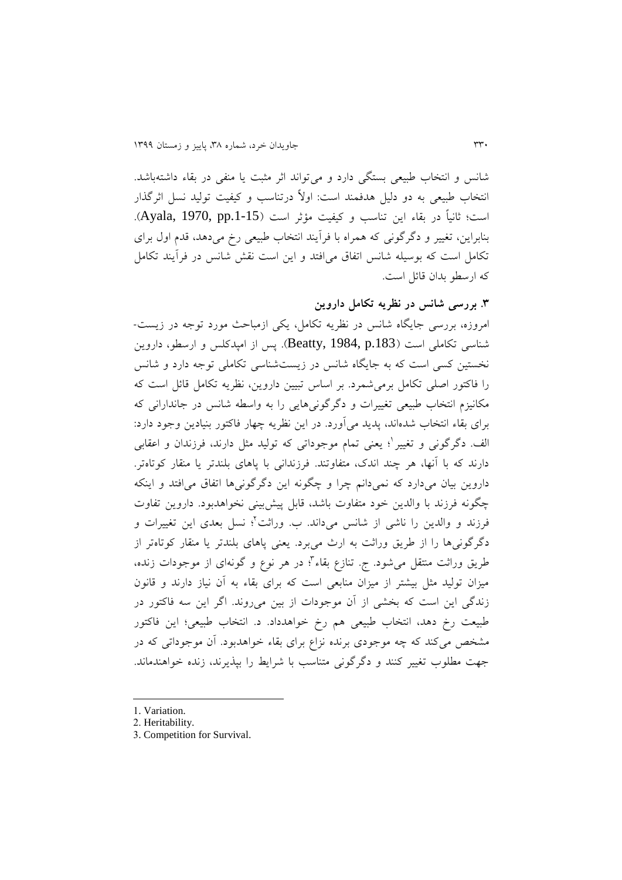شانس و انتخاب طبیعی بستگی دارد و می‌تواند اثر مثبت یا منفی در بقاء داشته‌باشد. انتخاب طبیعی به دو دلیل هدفمند است: اولاً درتناسب و کیفیت تولید نسل اثرگذار است؛ ثانیاً در بقاء این تناسب و کیفیت مؤثر است (Ayala, 1970, pp.1-15). بنابراین، تغییر و دگرگونی که همراه با فرآیند انتخاب طبیعی رخ می‌دهد، قدم اول برای تکامل است که بوسیله شانس اتفاق می‌افتد و این است نقش شانس در فرآیند تکامل که ارسطو بدان قائل است.

### ۳. بررسی شانس در نظریه تکامل داروین

امروزه، بررسی جایگاه شانس در نظریه تکامل، یکی ازمباحث مورد توجه در زیست-شناسی تکاملی است (Beatty, 1984, p.183). پس از امپدکلس و ارسطو، داروین نخستین کسی است که به جایگاه شانس در زیست‌شناسی تکاملی توجه دارد و شانس را فاکتور اصلی تکامل برمی‌شمرد. بر اساس تبیین داروین، نظریه تکامل قائل است که مکانیزم انتخاب طبیعی تغییرات و دگرگونی‌هایی را به واسطه شانس در جاندارانی که برای بقاء انتخاب شده‌اند، پدید می‌آورد. در این نظریه چهار فاکتور بنیادین وجود دارد: الف. دگرگونی و تغییر[1]؛ یعنی تمام موجوداتی که تولید مثل دارند، فرزندان و اعقابی دارند که با آنها، هر چند اندک، متفاوتند. فرزندانی با پاهای بلندتر یا منقار کوتاه‌تر. داروین بیان می‌دارد که نمی‌دانم چرا و چگونه این دگرگونی‌ها اتفاق می‌افتد و اینکه چگونه فرزند با والدین خود متفاوت باشد، قابل پیش‌بینی نخواهدبود. داروین تفاوت فرزند و والدین را ناشی از شانس می‌داند. ب. وراثت[2]؛ نسل بعدی این تغییرات و دگرگونی‌ها را از طریق وراثت به ارث می‌برد. یعنی پاهای بلندتر یا منقار کوتاه‌تر از طریق وراثت منتقل می‌شود. ج. تنازع بقاء[3]؛ در هر نوع و گونه‌ای از موجودات زنده، میزان تولید مثل بیشتر از میزان منابعی است که برای بقاء به آن نیاز دارند و قانون زندگی این است که بخشی از آن موجودات از بین می‌روند. اگر این سه فاکتور در طبیعت رخ دهد، انتخاب طبیعی هم رخ خواهدداد. د. انتخاب طبیعی؛ این فاکتور مشخص می‌کند که چه موجودی برنده نزاع برای بقاء خواهدبود. آن موجوداتی که در جهت مطلوب تغییر کنند و دگرگونی متناسب با شرایط را بپذیرند، زنده خواهندماند.

---

1. Variation.
2. Heritability.
3. Competition for Survival.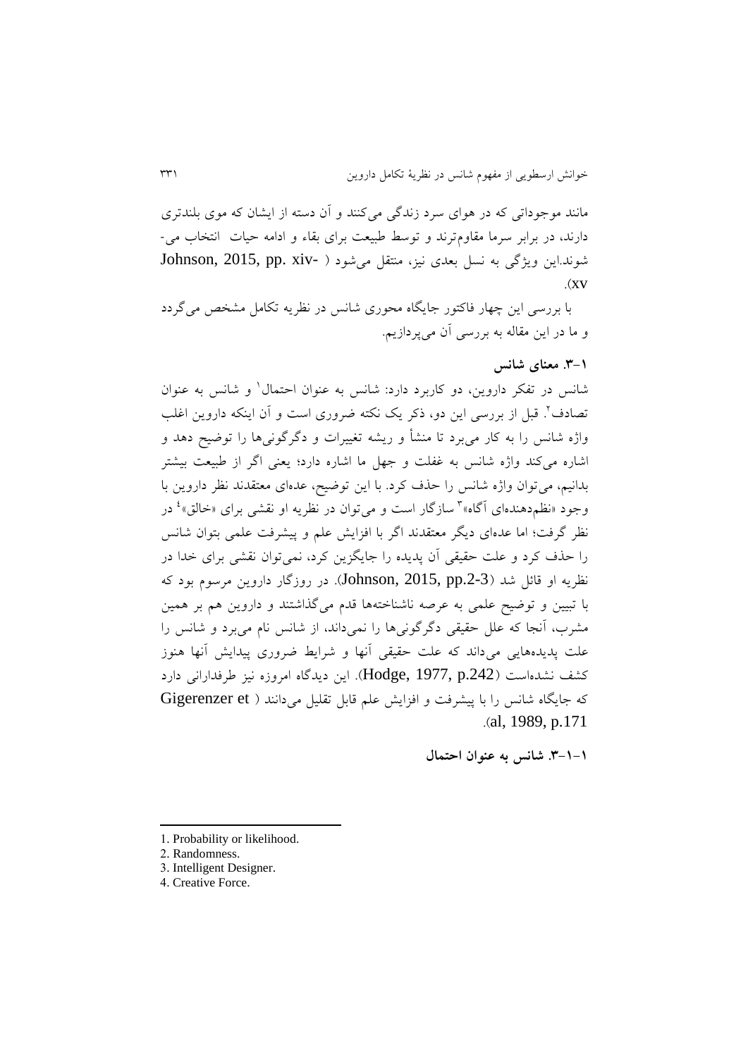مانند موجوداتی که در هوای سرد زندگی می‌کنند و آن دسته از ایشان که موی بلندتری دارند، در برابر سرما مقاوم‌ترند و توسط طبیعت برای بقاء و ادامه حیات انتخاب می‌شوند.این ویژگی به نسل بعدی نیز، منتقل می‌شود (Johnson, 2015, pp. xiv-xv).

با بررسی این چهار فاکتور جایگاه محوری شانس در نظریه تکامل مشخص می‌گردد و ما در این مقاله به بررسی آن می‌پردازیم.

**۳-۱. معنای شانس**

شانس در تفکر داروین، دو کاربرد دارد: شانس به عنوان احتمال[1] و شانس به عنوان تصادف[2]. قبل از بررسی این دو، ذکر یک نکته ضروری است و آن اینکه داروین اغلب واژه شانس را به کار می‌برد تا منشأ و ریشه تغییرات و دگرگونی‌ها را توضیح دهد و اشاره می‌کند واژه شانس به غفلت و جهل ما اشاره دارد؛ یعنی اگر از طبیعت بیشتر بدانیم، می‌توان واژه شانس را حذف کرد. با این توضیح، عده‌ای معتقدند نظر داروین با وجود «نظم‌دهنده‌ای آگاه»[3] سازگار است و می‌توان در نظریه او نقشی برای «خالق»[4] در نظر گرفت؛ اما عده‌ای دیگر معتقدند اگر با افزایش علم و پیشرفت علمی بتوان شانس را حذف کرد و علت حقیقی آن پدیده را جایگزین کرد، نمی‌توان نقشی برای خدا در نظریه او قائل شد (Johnson, 2015, pp.2-3). در روزگار داروین مرسوم بود که با تبیین و توضیح علمی به عرصه ناشناخته‌ها قدم می‌گذاشتند و داروین هم بر همین مشرب، آنجا که علل حقیقی دگرگونی‌ها را نمی‌داند، از شانس نام می‌برد و شانس را علت پدیده‌هایی می‌داند که علت حقیقی آنها و شرایط ضروری پیدایش آنها هنوز کشف نشده‌است (Hodge, 1977, p.242). این دیدگاه امروزه نیز طرفدارانی دارد که جایگاه شانس را با پیشرفت و افزایش علم قابل تقلیل می‌دانند (Gigerenzer et al, 1989, p.171).

**۳-۱-۱. شانس به عنوان احتمال**

---

1. Probability or likelihood.
2. Randomness.
3. Intelligent Designer.
4. Creative Force.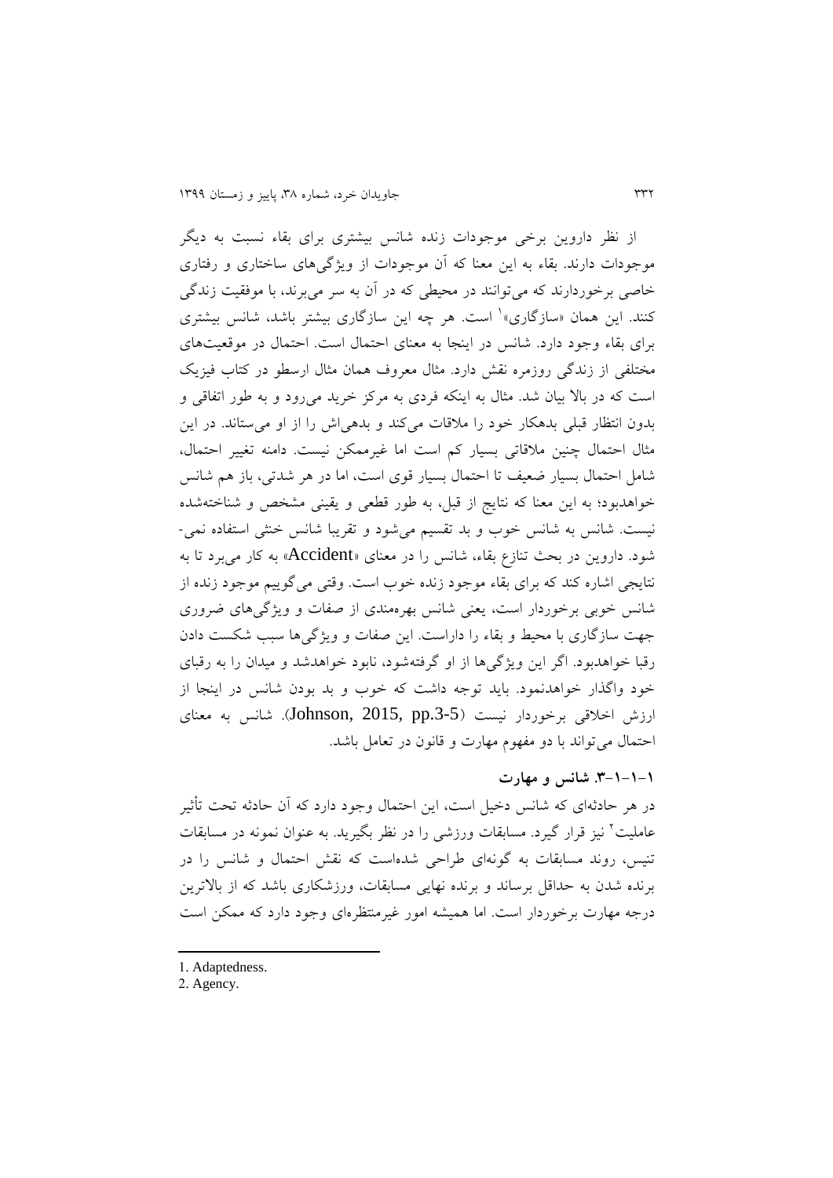از نظر داروین برخی موجودات زنده شانس بیشتری برای بقاء نسبت به دیگر موجودات دارند. بقاء به این معنا که آن موجودات از ویژگی‌های ساختاری و رفتاری خاصی برخوردارند که می‌توانند در محیطی که در آن به سر می‌برند، با موفقیت زندگی کنند. این همان «سازگاری»[1] است. هر چه این سازگاری بیشتر باشد، شانس بیشتری برای بقاء وجود دارد. شانس در اینجا به معنای احتمال است. احتمال در موقعیت‌های مختلفی از زندگی روزمره نقش دارد. مثال معروف همان مثال ارسطو در کتاب فیزیک است که در بالا بیان شد. مثال به اینکه فردی به مرکز خرید می‌رود و به طور اتفاقی و بدون انتظار قبلی بدهکار خود را ملاقات می‌کند و بدهی‌اش را از او می‌ستاند. در این مثال احتمال چنین ملاقاتی بسیار کم است اما غیرممکن نیست. دامنه تغییر احتمال، شامل احتمال بسیار ضعیف تا احتمال بسیار قوی است، اما در هر شدتی، باز هم شانس خواهدبود؛ به این معنا که نتایج از قبل، به طور قطعی و یقینی مشخص و شناخته‌شده نیست. شانس به شانس خوب و بد تقسیم می‌شود و تقریبا شانس خنثی استفاده نمی‌شود. داروین در بحث تنازع بقاء، شانس را در معنای «Accident» به کار می‌برد تا به نتایجی اشاره کند که برای بقاء موجود زنده خوب است. وقتی می‌گوییم موجود زنده از شانس خوبی برخوردار است، یعنی شانس بهره‌مندی از صفات و ویژگی‌های ضروری جهت سازگاری با محیط و بقاء را داراست. این صفات و ویژگی‌ها سبب شکست دادن رقبا خواهدبود. اگر این ویژگی‌ها از او گرفته‌شود، نابود خواهدشد و میدان را به رقبای خود واگذار خواهدنمود. باید توجه داشت که خوب و بد بودن شانس در اینجا از ارزش اخلاقی برخوردار نیست (Johnson, 2015, pp.3-5). شانس به معنای احتمال می‌تواند با دو مفهوم مهارت و قانون در تعامل باشد.

### ۱-۱-۱-۳. شانس و مهارت

در هر حادثه‌ای که شانس دخیل است، این احتمال وجود دارد که آن حادثه تحت تأثیر عاملیت[2] نیز قرار گیرد. مسابقات ورزشی را در نظر بگیرید. به عنوان نمونه در مسابقات تنیس، روند مسابقات به گونه‌ای طراحی شده‌است که نقش احتمال و شانس را در برنده شدن به حداقل برساند و برنده نهایی مسابقات، ورزشکاری باشد که از بالاترین درجه مهارت برخوردار است. اما همیشه امور غیرمنتظره‌ای وجود دارد که ممکن است

---

1. Adaptedness.
2. Agency.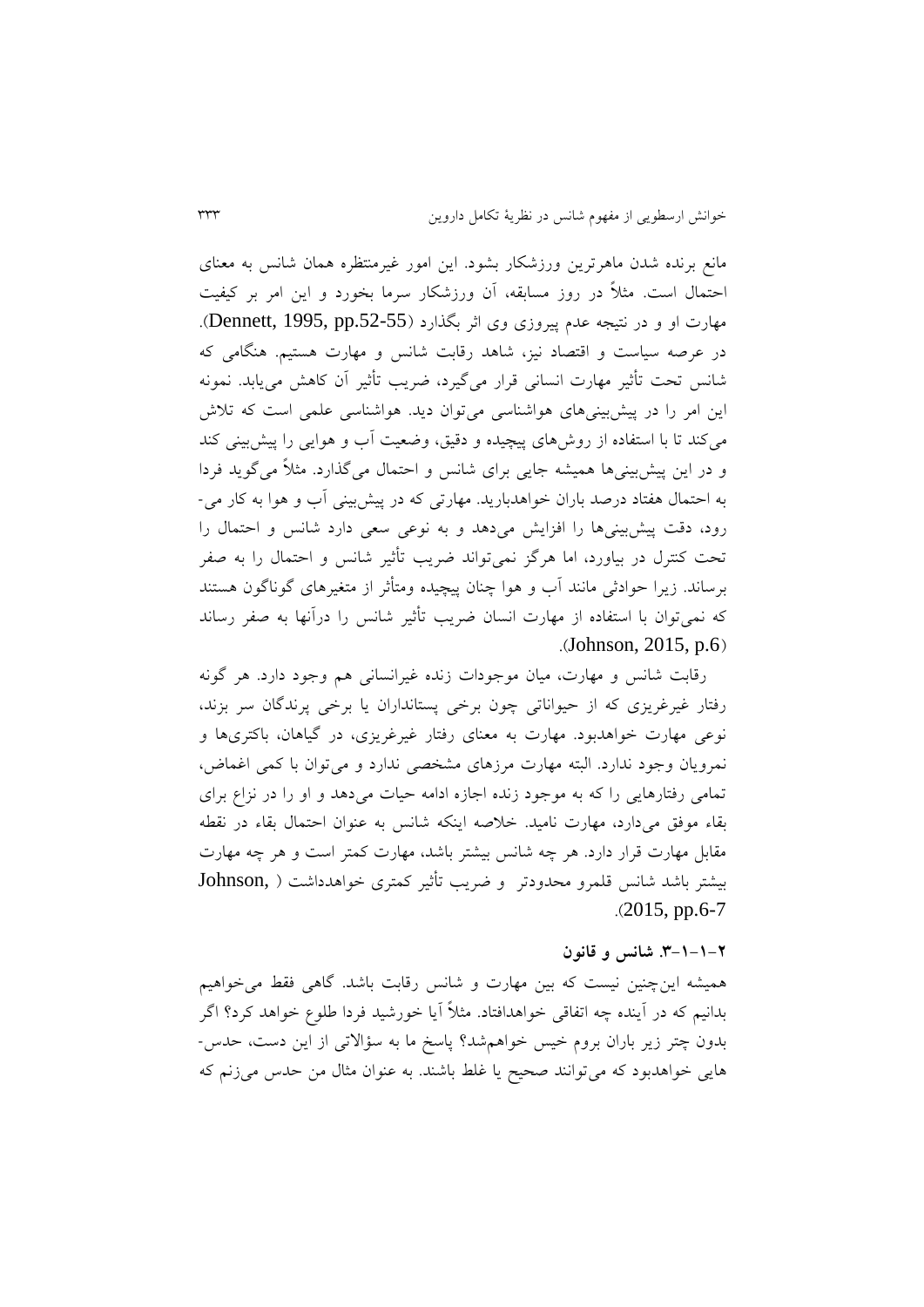مانع برنده شدن ماهرترین ورزشکار بشود. این امور غیرمنتظره همان شانس به معنای احتمال است. مثلاً در روز مسابقه، آن ورزشکار سرما بخورد و این امر بر کیفیت مهارت او و در نتیجه عدم پیروزی وی اثر بگذارد (Dennett, 1995, pp.52-55). در عرصه سیاست و اقتصاد نیز، شاهد رقابت شانس و مهارت هستیم. هنگامی که شانس تحت تأثیر مهارت انسانی قرار می‌گیرد، ضریب تأثیر آن کاهش می‌یابد. نمونه این امر را در پیش‌بینی‌های هواشناسی می‌توان دید. هواشناسی علمی است که تلاش می‌کند تا با استفاده از روش‌های پیچیده و دقیق، وضعیت آب و هوایی را پیش‌بینی کند و در این پیش‌بینی‌ها همیشه جایی برای شانس و احتمال می‌گذارد. مثلاً می‌گوید فردا به احتمال هفتاد درصد باران خواهدبارید. مهارتی که در پیش‌بینی آب و هوا به کار می‌رود، دقت پیش‌بینی‌ها را افزایش می‌دهد و به نوعی سعی دارد شانس و احتمال را تحت کنترل در بیاورد، اما هرگز نمی‌تواند ضریب تأثیر شانس و احتمال را به صفر برساند. زیرا حوادثی مانند آب و هوا چنان پیچیده ومتأثر از متغیرهای گوناگون هستند که نمی‌توان با استفاده از مهارت انسان ضریب تأثیر شانس را درآنها به صفر رساند (Johnson, 2015, p.6).

رقابت شانس و مهارت، میان موجودات زنده غیرانسانی هم وجود دارد. هر گونه رفتار غیرغریزی که از حیواناتی چون برخی پستانداران یا برخی پرندگان سر بزند، نوعی مهارت خواهدبود. مهارت به معنای رفتار غیرغریزی، در گیاهان، باکتری‌ها و نمرویان وجود ندارد. البته مهارت مرزهای مشخصی ندارد و می‌توان با کمی اغماض، تمامی رفتارهایی را که به موجود زنده اجازه ادامه حیات می‌دهد و او را در نزاع برای بقاء موفق می‌دارد، مهارت نامید. خلاصه اینکه شانس به عنوان احتمال بقاء در نقطه مقابل مهارت قرار دارد. هر چه شانس بیشتر باشد، مهارت کمتر است و هر چه مهارت بیشتر باشد شانس قلمرو محدودتر و ضریب تأثیر کمتری خواهدداشت (Johnson, 2015, pp.6-7).

### ۲-۱-۳. شانس و قانون

همیشه این‌چنین نیست که بین مهارت و شانس رقابت باشد. گاهی فقط می‌خواهیم بدانیم که در آینده چه اتفاقی خواهدافتاد. مثلاً آیا خورشید فردا طلوع خواهد کرد؟ اگر بدون چتر زیر باران بروم خیس خواهم‌شد؟ پاسخ ما به سؤالاتی از این دست، حدس‌هایی خواهدبود که می‌توانند صحیح یا غلط باشند. به عنوان مثال من حدس می‌زنم که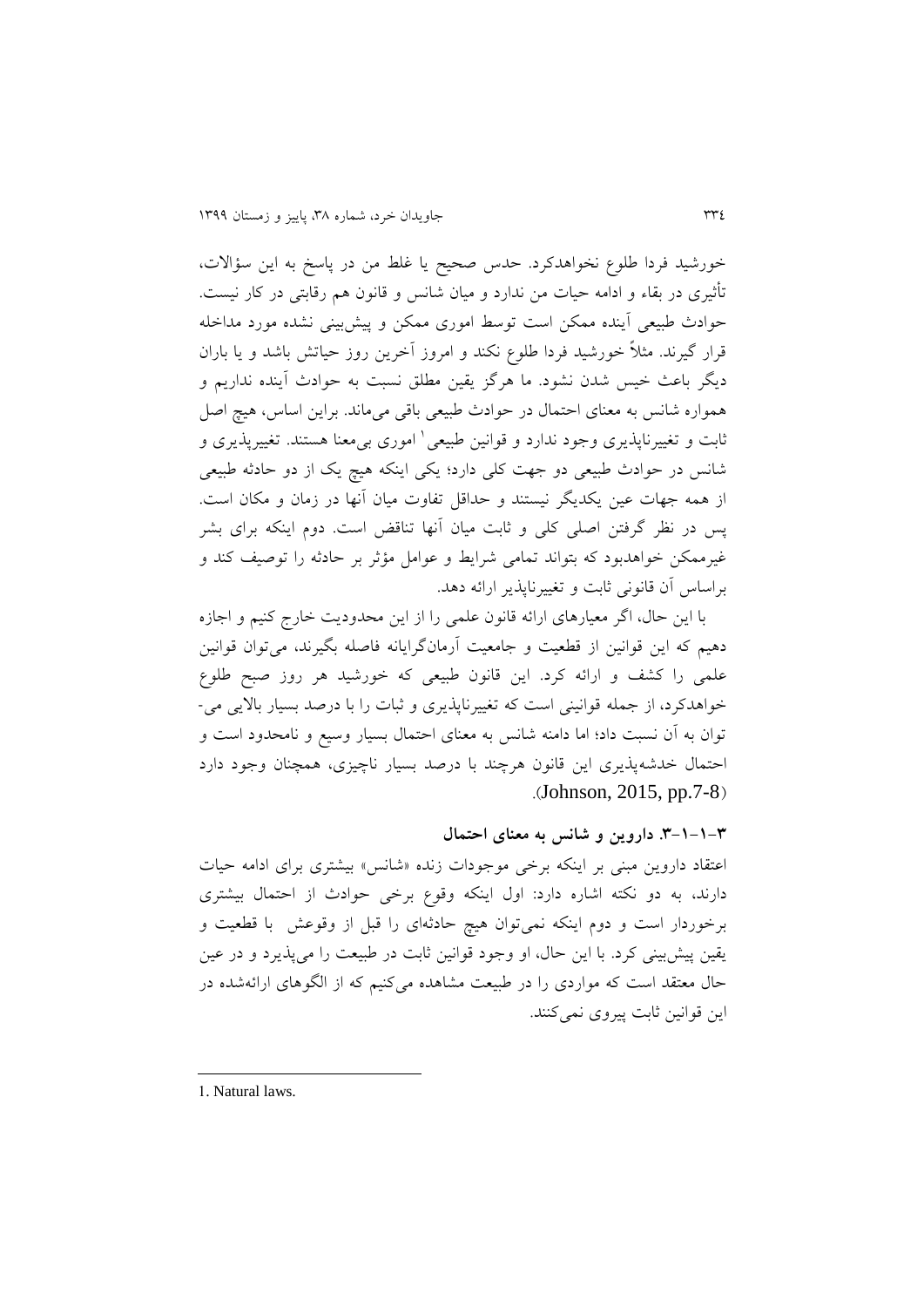خورشید فردا طلوع نخواهدکرد. حدس صحیح یا غلط من در پاسخ به این سؤالات، تأثیری در بقاء و ادامه حیات من ندارد و میان شانس و قانون هم رقابتی در کار نیست. حوادث طبیعی آینده ممکن است توسط اموری ممکن و پیش‌بینی نشده مورد مداخله قرار گیرند. مثلاً خورشید فردا طلوع نکند و امروز آخرین روز حیاتش باشد و یا باران دیگر باعث خیس شدن نشود. ما هرگز یقین مطلق نسبت به حوادث آینده نداریم و همواره شانس به معنای احتمال در حوادث طبیعی باقی می‌ماند. براین اساس، هیچ اصل ثابت و تغییرناپذیری وجود ندارد و قوانین طبیعی[1] اموری بی‌معنا هستند. تغییرپذیری و شانس در حوادث طبیعی دو جهت کلی دارد؛ یکی اینکه هیچ یک از دو حادثه طبیعی از همه جهات عین یکدیگر نیستند و حداقل تفاوت میان آنها در زمان و مکان است. پس در نظر گرفتن اصلی کلی و ثابت میان آنها تناقض است. دوم اینکه برای بشر غیرممکن خواهدبود که بتواند تمامی شرایط و عوامل مؤثر بر حادثه را توصیف کند و براساس آن قانونی ثابت و تغییرناپذیر ارائه دهد.

با این حال، اگر معیارهای ارائه قانون علمی را از این محدودیت خارج کنیم و اجازه دهیم که این قوانین از قطعیت و جامعیت آرمان‌گرایانه فاصله بگیرند، می‌توان قوانین علمی را کشف و ارائه کرد. این قانون طبیعی که خورشید هر روز صبح طلوع خواهدکرد، از جمله قوانینی است که تغییرناپذیری و ثبات را با درصد بسیار بالایی می‌توان به آن نسبت داد؛ اما دامنه شانس به معنای احتمال بسیار وسیع و نامحدود است و احتمال خدشه‌پذیری این قانون هرچند با درصد بسیار ناچیزی، همچنان وجود دارد (Johnson, 2015, pp.7-8).

### ۳-۱-۳. داروین و شانس به معنای احتمال

اعتقاد داروین مبنی بر اینکه برخی موجودات زنده «شانس» بیشتری برای ادامه حیات دارند، به دو نکته اشاره دارد: اول اینکه وقوع برخی حوادث از احتمال بیشتری برخوردار است و دوم اینکه نمی‌توان هیچ حادثه‌ای را قبل از وقوعش با قطعیت و یقین پیش‌بینی کرد. با این حال، او وجود قوانین ثابت در طبیعت را می‌پذیرد و در عین حال معتقد است که مواردی را در طبیعت مشاهده می‌کنیم که از الگوهای ارائه‌شده در این قوانین ثابت پیروی نمی‌کنند.

---

1. Natural laws.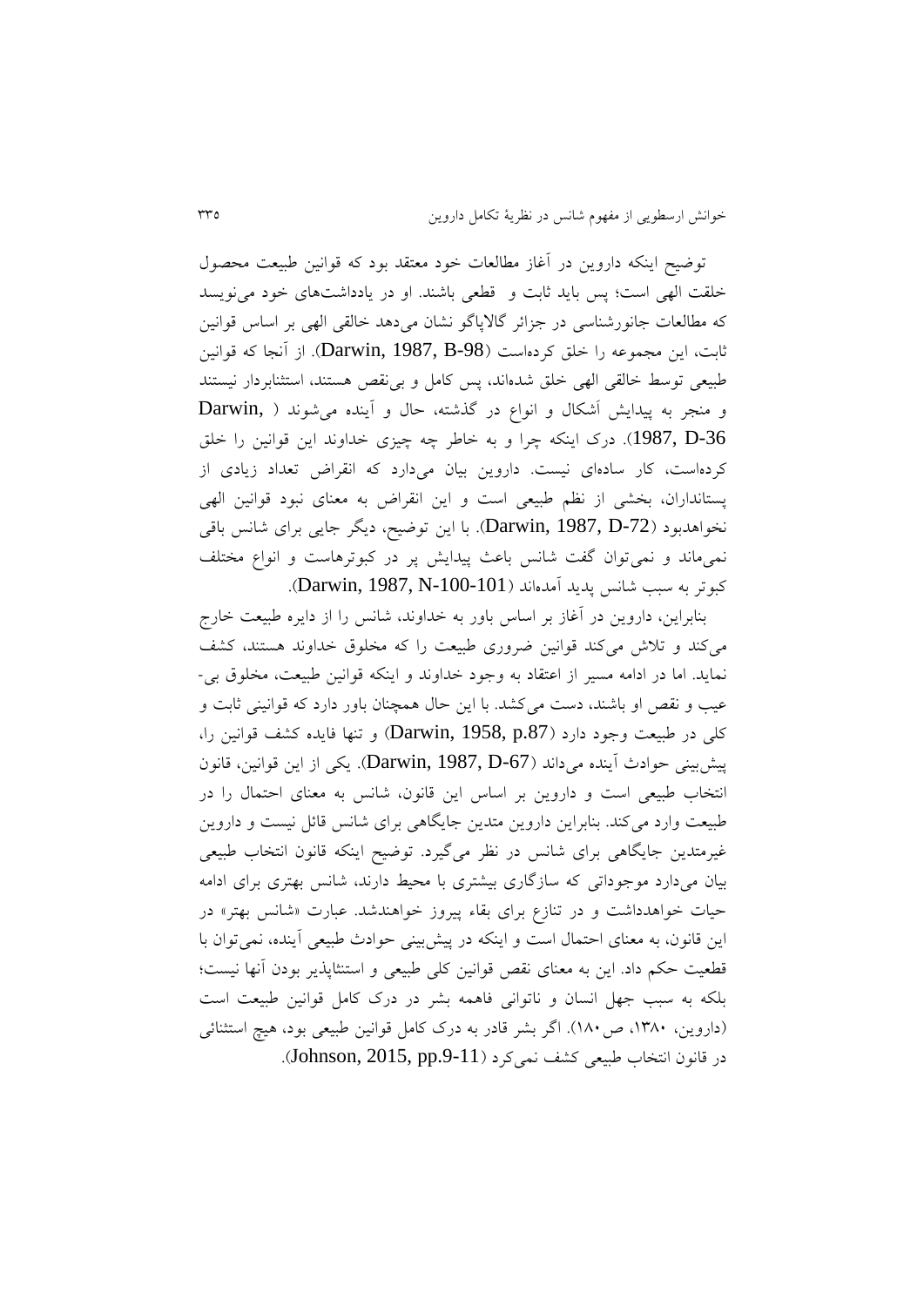توضیح اینکه داروین در آغاز مطالعات خود معتقد بود که قوانین طبیعت محصول خلقت الهی است؛ پس باید ثابت و قطعی باشند. او در یادداشت‌های خود می‌نویسد که مطالعات جانورشناسی در جزائر گالاپاگو نشان می‌دهد خالقی الهی بر اساس قوانین ثابت، این مجموعه را خلق کرده‌است (Darwin, 1987, B-98). از آنجا که قوانین طبیعی توسط خالقی الهی خلق شده‌اند، پس کامل و بی‌نقص هستند، استثنابردار نیستند و منجر به پیدایش اَشکال و انواع در گذشته، حال و آینده می‌شوند (Darwin, 1987, D-36). درک اینکه چرا و به خاطر چه چیزی خداوند این قوانین را خلق کرده‌است، کار ساده‌ای نیست. داروین بیان می‌دارد که انقراض تعداد زیادی از پستانداران، بخشی از نظم طبیعی است و این انقراض به معنای نبود قوانین الهی نخواهدبود (Darwin, 1987, D-72). با این توضیح، دیگر جایی برای شانس باقی نمی‌ماند و نمی‌توان گفت شانس باعث پیدایش پر در کبوترهاست و انواع مختلف کبوتر به سبب شانس پدید آمده‌اند (Darwin, 1987, N-100-101).

بنابراین، داروین در آغاز بر اساس باور به خداوند، شانس را از دایره طبیعت خارج می‌کند و تلاش می‌کند قوانین ضروری طبیعت را که مخلوق خداوند هستند، کشف نماید. اما در ادامه مسیر از اعتقاد به وجود خداوند و اینکه قوانین طبیعت، مخلوق بی‌عیب و نقص او باشند، دست می‌کشد. با این حال همچنان باور دارد که قوانینی ثابت و کلی در طبیعت وجود دارد (Darwin, 1958, p.87) و تنها فایده کشف قوانین را، پیش‌بینی حوادث آینده می‌داند (Darwin, 1987, D-67). یکی از این قوانین، قانون انتخاب طبیعی است و داروین بر اساس این قانون، شانس به معنای احتمال را در طبیعت وارد می‌کند. بنابراین داروین متدین جایگاهی برای شانس قائل نیست و داروین غیرمتدین جایگاهی برای شانس در نظر می‌گیرد. توضیح اینکه قانون انتخاب طبیعی بیان می‌دارد موجوداتی که سازگاری بیشتری با محیط دارند، شانس بهتری برای ادامه حیات خواهندداشت و در تنازع برای بقاء پیروز خواهندشد. عبارت «شانس بهتر» در این قانون، به معنای احتمال است و اینکه در پیش‌بینی حوادث طبیعی آینده، نمی‌توان با قطعیت حکم داد. این به معنای نقص قوانین کلی طبیعی و استثناپذیر بودن آنها نیست؛ بلکه به سبب جهل انسان و ناتوانی فاهمه بشر در درک کامل قوانین طبیعت است (داروین، ۱۳۸۰، ص۱۸۰). اگر بشر قادر به درک کامل قوانین طبیعی بود، هیچ استثنائی در قانون انتخاب طبیعی کشف نمی‌کرد (Johnson, 2015, pp.9-11).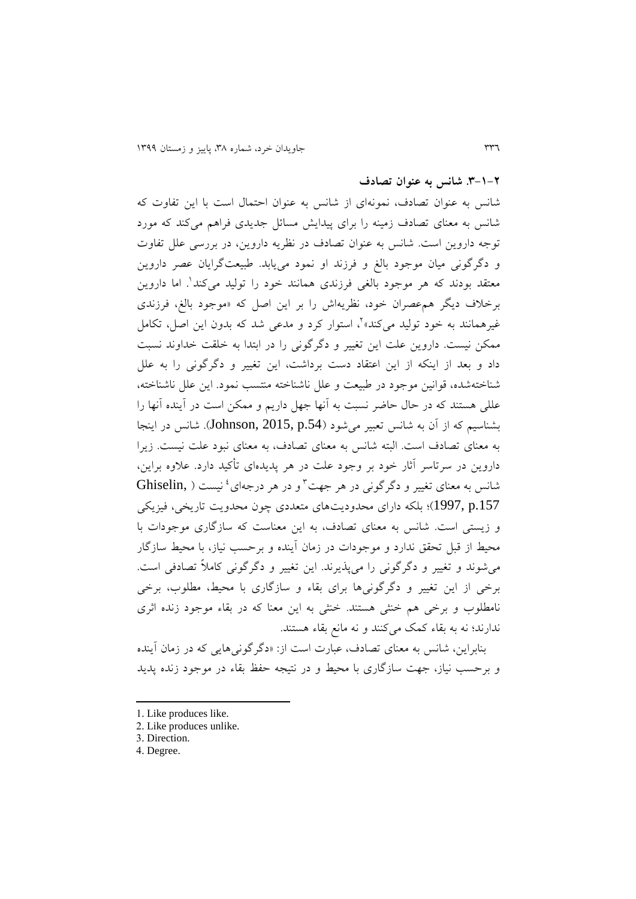### ۲-۱-۳. شانس به عنوان تصادف

شانس به عنوان تصادف، نمونه‌ای از شانس به عنوان احتمال است با این تفاوت که شانس به معنای تصادف زمینه را برای پیدایش مسائل جدیدی فراهم می‌کند که مورد توجه داروین است. شانس به عنوان تصادف در نظریه داروین، در بررسی علل تفاوت و دگرگونی میان موجود بالغ و فرزند او نمود می‌یابد. طبیعت‌گرایان عصر داروین معتقد بودند که هر موجود بالغی فرزندی همانند خود را تولید می‌کند[1]. اما داروین برخلاف دیگر هم‌عصران خود، نظریه‌اش را بر این اصل که «موجود بالغ، فرزندی غیرهمانند به خود تولید می‌کند»[2]، استوار کرد و مدعی شد که بدون این اصل، تکامل ممکن نیست. داروین علت این تغییر و دگرگونی را در ابتدا به خلقت خداوند نسبت داد و بعد از اینکه از این اعتقاد دست برداشت، این تغییر و دگرگونی را به علل شناخته‌شده، قوانین موجود در طبیعت و علل ناشناخته منتسب نمود. این علل ناشناخته، عللی هستند که در حال حاضر نسبت به آنها جهل داریم و ممکن است در آینده آنها را بشناسیم که از آن به شانس تعبیر می‌شود (Johnson, 2015, p.54). شانس در اینجا به معنای تصادف است. البته شانس به معنای تصادف، به معنای نبود علت نیست. زیرا داروین در سرتاسر آثار خود بر وجود علت در هر پدیده‌ای تأکید دارد. علاوه براین، شانس به معنای تغییر و دگرگونی در هر جهت[3] و در هر درجه‌ای[4] نیست (Ghiselin, 1997, p.157)؛ بلکه دارای محدودیت‌های متعددی چون محدویت تاریخی، فیزیکی و زیستی است. شانس به معنای تصادف، به این معناست که سازگاری موجودات با محیط از قبل تحقق ندارد و موجودات در زمان آینده و برحسب نیاز، با محیط سازگار می‌شوند و تغییر و دگرگونی را می‌پذیرند. این تغییر و دگرگونی کاملاً تصادفی است. برخی از این تغییر و دگرگونی‌ها برای بقاء و سازگاری با محیط، مطلوب، برخی نامطلوب و برخی هم خنثی هستند. خنثی به این معنا که در بقاء موجود زنده اثری ندارند؛ نه به بقاء کمک می‌کنند و نه مانع بقاء هستند.

بنابراین، شانس به معنای تصادف، عبارت است از: «دگرگونی‌هایی که در زمان آینده و برحسب نیاز، جهت سازگاری با محیط و در نتیجه حفظ بقاء در موجود زنده پدید

---

1. Like produces like.
2. Like produces unlike.
3. Direction.
4. Degree.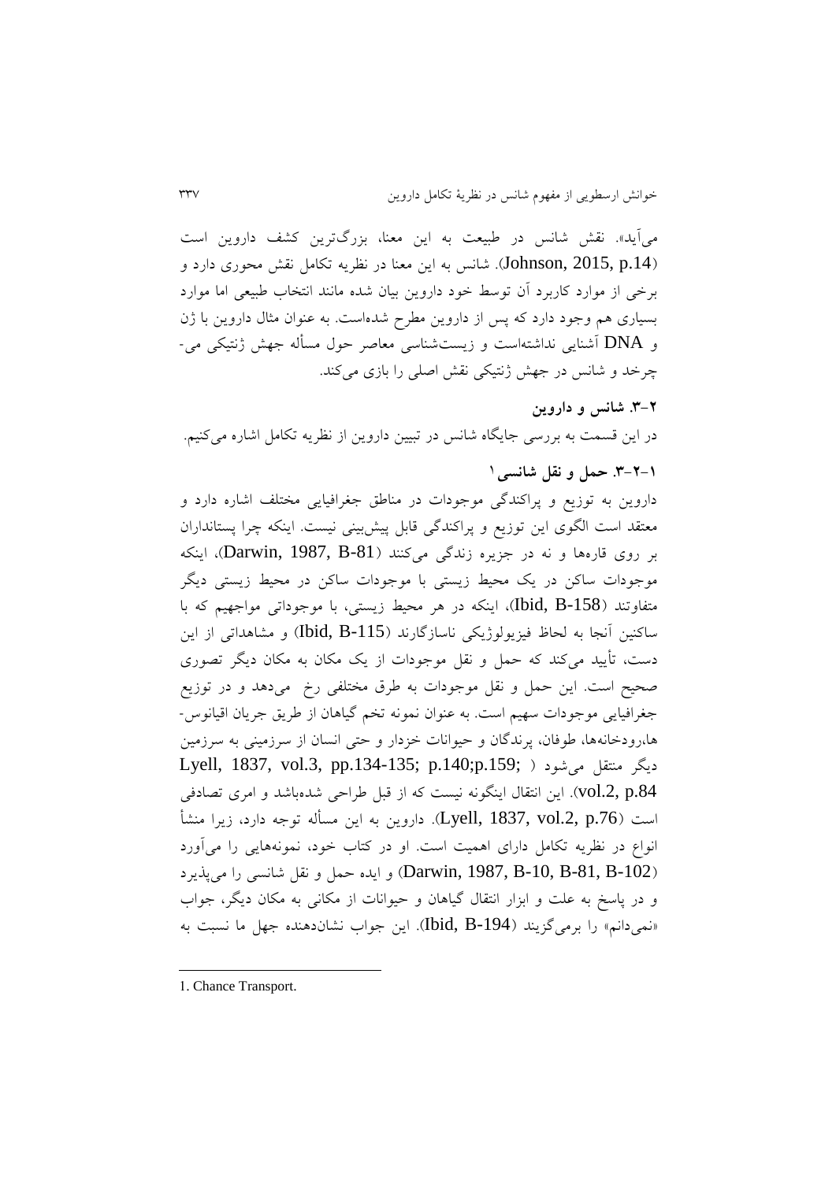می‌آید». نقش شانس در طبیعت به این معنا، بزرگ‌ترین کشف داروین است (Johnson, 2015, p.14). شانس به این معنا در نظریه تکامل نقش محوری دارد و برخی از موارد کاربرد آن توسط خود داروین بیان شده مانند انتخاب طبیعی اما موارد بسیاری هم وجود دارد که پس از داروین مطرح شده‌است. به عنوان مثال داروین با ژن و DNA آشنایی نداشته‌است و زیست‌شناسی معاصر حول مسأله جهش ژنتیکی می‌چرخد و شانس در جهش ژنتیکی نقش اصلی را بازی می‌کند.

### ۲-۳. شانس و داروین

در این قسمت به بررسی جایگاه شانس در تبیین داروین از نظریه تکامل اشاره می‌کنیم.

#### ۱-۲-۳. حمل و نقل شانسی[1]

داروین به توزیع و پراکندگی موجودات در مناطق جغرافیایی مختلف اشاره دارد و معتقد است الگوی این توزیع و پراکندگی قابل پیش‌بینی نیست. اینکه چرا پستانداران بر روی قاره‌ها و نه در جزیره زندگی می‌کنند (Darwin, 1987, B-81)، اینکه موجودات ساکن در یک محیط زیستی با موجودات ساکن در محیط زیستی دیگر متفاوتند (Ibid, B-158)، اینکه در هر محیط زیستی، با موجوداتی مواجهیم که با ساکنین آنجا به لحاظ فیزیولوژیکی ناسازگارند (Ibid, B-115) و مشاهداتی از این دست، تأیید می‌کند که حمل و نقل موجودات از یک مکان به مکان دیگر تصوری صحیح است. این حمل و نقل موجودات به طرق مختلفی رخ می‌دهد و در توزیع جغرافیایی موجودات سهیم است. به عنوان نمونه تخم گیاهان از طریق جریان اقیانوس‌ها،رودخانه‌ها، طوفان، پرندگان و حیوانات خزدار و حتی انسان از سرزمینی به سرزمین دیگر منتقل می‌شود (Lyell, 1837, vol.3, pp.134-135; p.140;p.159; vol.2, p.84). این انتقال اینگونه نیست که از قبل طراحی شده‌باشد و امری تصادفی است (Lyell, 1837, vol.2, p.76). داروین به این مسأله توجه دارد، زیرا منشأ انواع در نظریه تکامل دارای اهمیت است. او در کتاب خود، نمونه‌هایی را می‌آورد (Darwin, 1987, B-10, B-81, B-102) و ایده حمل و نقل شانسی را می‌پذیرد و در پاسخ به علت و ابزار انتقال گیاهان و حیوانات از مکانی به مکان دیگر، جواب «نمی‌دانم» را برمی‌گزیند (Ibid, B-194). این جواب نشان‌دهنده جهل ما نسبت به

---

1. Chance Transport.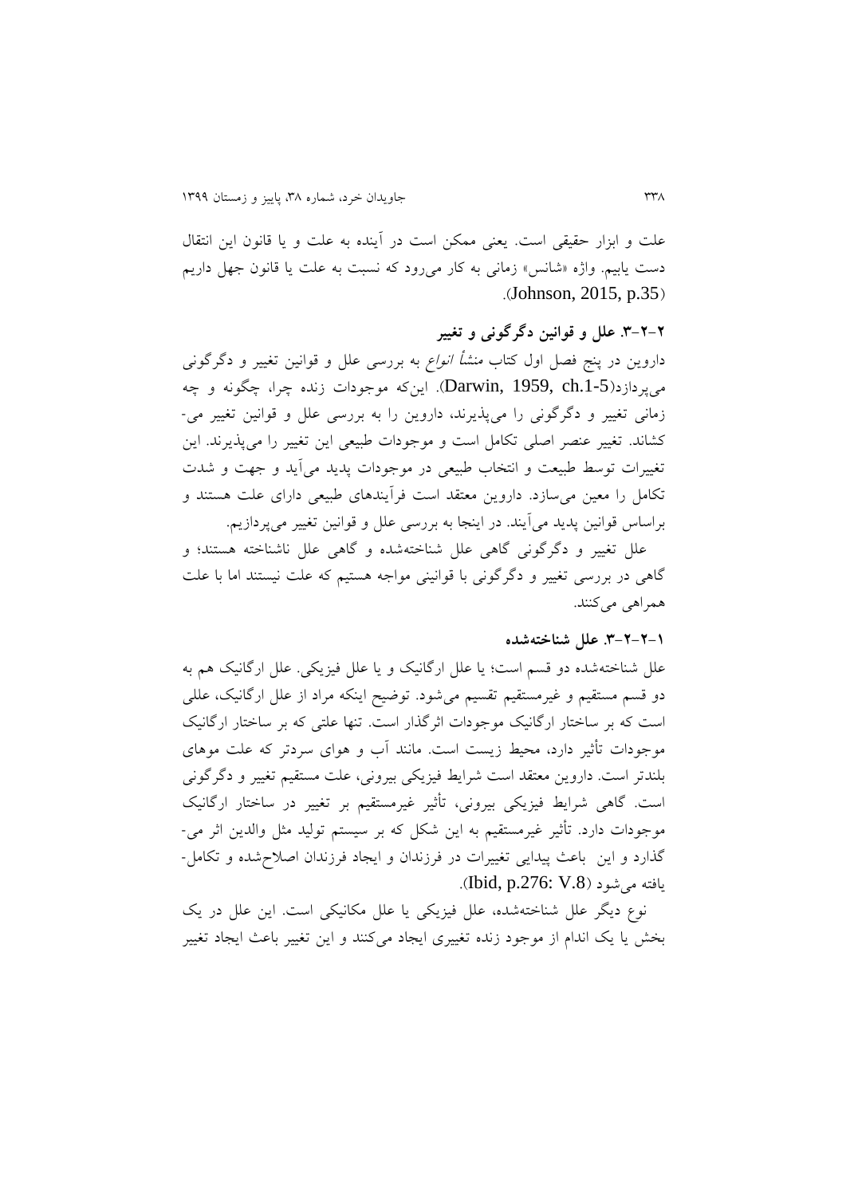علت و ابزار حقیقی است. یعنی ممکن است در آینده به علت و یا قانون این انتقال دست یابیم. واژه «شانس» زمانی به کار می‌رود که نسبت به علت یا قانون جهل داریم (Johnson, 2015, p.35).

### ۲-۲-۳. علل و قوانین دگرگونی و تغییر

داروین در پنج فصل اول کتاب *منشأ انواع* به بررسی علل و قوانین تغییر و دگرگونی می‌پردازد(Darwin, 1959, ch.1-5). این‌که موجودات زنده چرا، چگونه و چه زمانی تغییر و دگرگونی را می‌پذیرند، داروین را به بررسی علل و قوانین تغییر می‌کشاند. تغییر عنصر اصلی تکامل است و موجودات طبیعی این تغییر را می‌پذیرند. این تغییرات توسط طبیعت و انتخاب طبیعی در موجودات پدید می‌آید و جهت و شدت تکامل را معین می‌سازد. داروین معتقد است فرآیندهای طبیعی دارای علت هستند و براساس قوانین پدید می‌آیند. در اینجا به بررسی علل و قوانین تغییر می‌پردازیم.

علل تغییر و دگرگونی گاهی علل شناخته‌شده و گاهی علل ناشناخته هستند؛ و گاهی در بررسی تغییر و دگرگونی با قوانینی مواجه هستیم که علت نیستند اما با علت همراهی می‌کنند.

#### ۱-۲-۲-۳. علل شناخته‌شده

علل شناخته‌شده دو قسم است؛ یا علل ارگانیک و یا علل فیزیکی. علل ارگانیک هم به دو قسم مستقیم و غیرمستقیم تقسیم می‌شود. توضیح اینکه مراد از علل ارگانیک، عللی است که بر ساختار ارگانیک موجودات اثرگذار است. تنها علتی که بر ساختار ارگانیک موجودات تأثیر دارد، محیط زیست است. مانند آب و هوای سردتر که علت موهای بلندتر است. داروین معتقد است شرایط فیزیکی بیرونی، علت مستقیم تغییر و دگرگونی است. گاهی شرایط فیزیکی بیرونی، تأثیر غیرمستقیم بر تغییر در ساختار ارگانیک موجودات دارد. تأثیر غیرمستقیم به این شکل که بر سیستم تولید مثل والدین اثر می‌گذارد و این باعث پیدایی تغییرات در فرزندان و ایجاد فرزندان اصلاح‌شده و تکامل‌یافته می‌شود (Ibid, p.276: V.8).

نوع دیگر علل شناخته‌شده، علل فیزیکی یا علل مکانیکی است. این علل در یک بخش یا یک اندام از موجود زنده تغییری ایجاد می‌کنند و این تغییر باعث ایجاد تغییر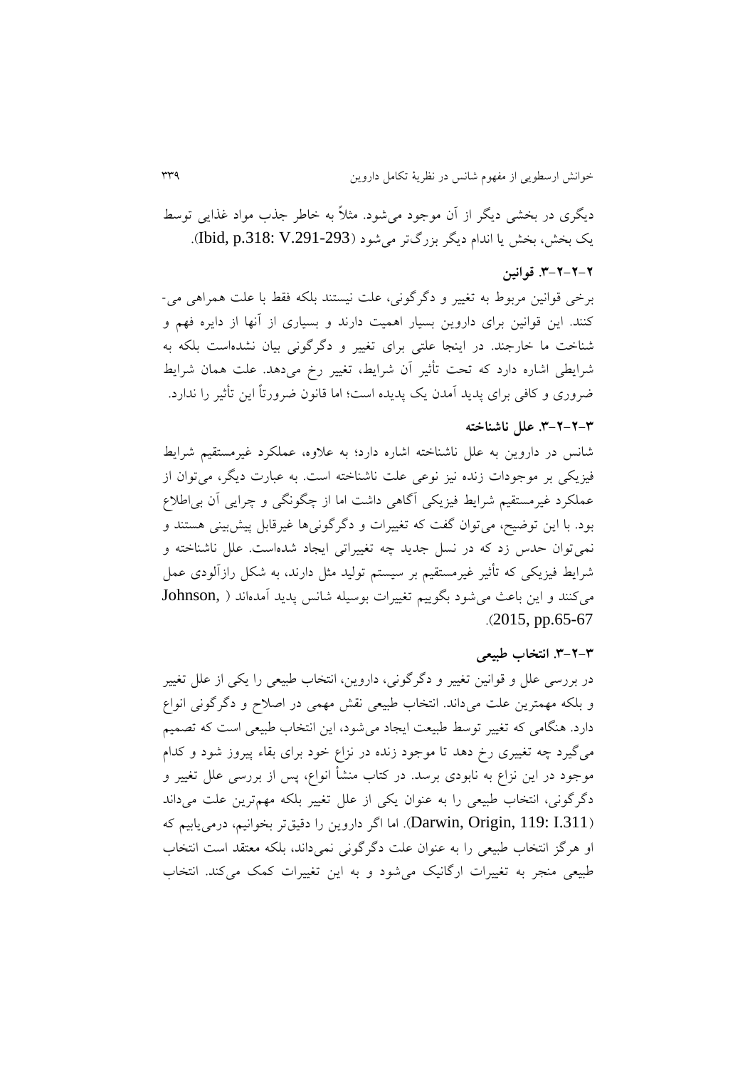دیگری در بخشی دیگر از آن موجود می‌شود. مثلاً به خاطر جذب مواد غذایی توسط یک بخش، بخش یا اندام دیگر بزرگ‌تر می‌شود (Ibid, p.318: V.291-293).

#### ۲-۲-۲-۳. قوانین

برخی قوانین مربوط به تغییر و دگرگونی، علت نیستند بلکه فقط با علت همراهی می‌کنند. این قوانین برای داروین بسیار اهمیت دارند و بسیاری از آنها از دایره فهم و شناخت ما خارجند. در اینجا علتی برای تغییر و دگرگونی بیان نشده‌است بلکه به شرایطی اشاره دارد که تحت تأثیر آن شرایط، تغییر رخ می‌دهد. علت همان شرایط ضروری و کافی برای پدید آمدن یک پدیده است؛ اما قانون ضرورتاً این تأثیر را ندارد.

#### ۳-۲-۲-۳. علل ناشناخته

شانس در داروین به علل ناشناخته اشاره دارد؛ به علاوه، عملکرد غیرمستقیم شرایط فیزیکی بر موجودات زنده نیز نوعی علت ناشناخته است. به عبارت دیگر، می‌توان از عملکرد غیرمستقیم شرایط فیزیکی آگاهی داشت اما از چگونگی و چرایی آن بی‌اطلاع بود. با این توضیح، می‌توان گفت که تغییرات و دگرگونی‌ها غیرقابل پیش‌بینی هستند و نمی‌توان حدس زد که در نسل جدید چه تغییراتی ایجاد شده‌است. علل ناشناخته و شرایط فیزیکی که تأثیر غیرمستقیم بر سیستم تولید مثل دارند، به شکل رازآلودی عمل می‌کنند و این باعث می‌شود بگوییم تغییرات بوسیله شانس پدید آمده‌اند (Johnson, 2015, pp.65-67).

#### ۳-۲-۳. انتخاب طبیعی

در بررسی علل و قوانین تغییر و دگرگونی، داروین، انتخاب طبیعی را یکی از علل تغییر و بلکه مهمترین علت می‌داند. انتخاب طبیعی نقش مهمی در اصلاح و دگرگونی انواع دارد. هنگامی که تغییر توسط طبیعت ایجاد می‌شود، این انتخاب طبیعی است که تصمیم می‌گیرد چه تغییری رخ دهد تا موجود زنده در نزاع خود برای بقاء پیروز شود و کدام موجود در این نزاع به نابودی برسد. در کتاب منشأ انواع، پس از بررسی علل تغییر و دگرگونی، انتخاب طبیعی را به عنوان یکی از علل تغییر بلکه مهم‌ترین علت می‌داند (Darwin, Origin, 119: I.311). اما اگر داروین را دقیق‌تر بخوانیم، درمی‌یابیم که او هرگز انتخاب طبیعی را به عنوان علت دگرگونی نمی‌داند، بلکه معتقد است انتخاب طبیعی منجر به تغییرات ارگانیک می‌شود و به این تغییرات کمک می‌کند. انتخاب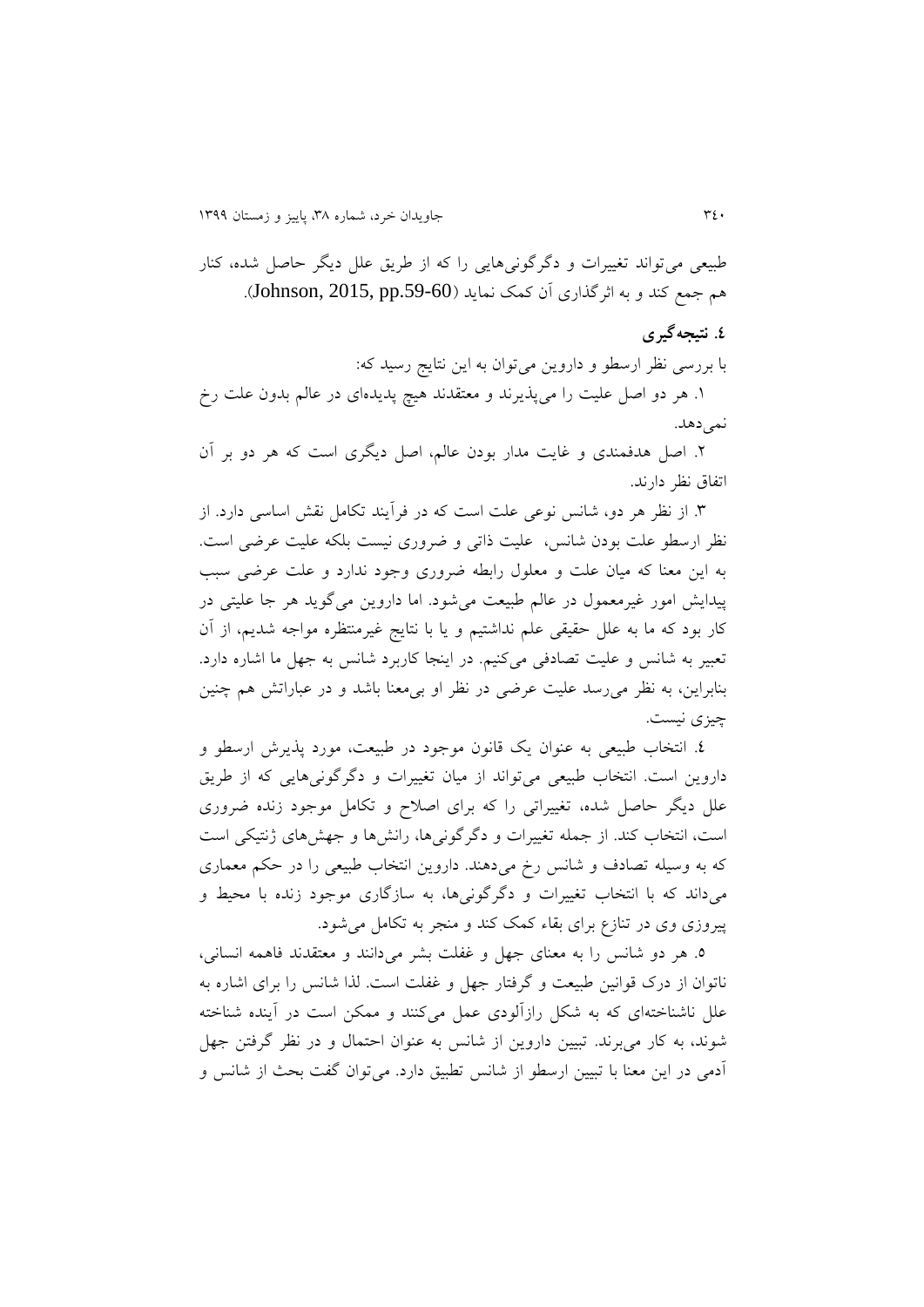طبیعی می‌تواند تغییرات و دگرگونی‌هایی را که از طریق علل دیگر حاصل شده، کنار هم جمع کند و به اثرگذاری آن کمک نماید (Johnson, 2015, pp.59-60).

## ٤. نتیجه‌گیری

با بررسی نظر ارسطو و داروین می‌توان به این نتایج رسید که:

١. هر دو اصل علیت را می‌پذیرند و معتقدند هیچ پدیده‌ای در عالم بدون علت رخ نمی‌دهد.

٢. اصل هدفمندی و غایت مدار بودن عالم، اصل دیگری است که هر دو بر آن اتفاق نظر دارند.

٣. از نظر هر دو، شانس نوعی علت است که در فرآیند تکامل نقش اساسی دارد. از نظر ارسطو علت بودن شانس، علیت ذاتی و ضروری نیست بلکه علیت عرضی است. به این معنا که میان علت و معلول رابطه ضروری وجود ندارد و علت عرضی سبب پیدایش امور غیرمعمول در عالم طبیعت می‌شود. اما داروین می‌گوید هر جا علیتی در کار بود که ما به علل حقیقی علم نداشتیم و یا با نتایج غیرمنتظره مواجه شدیم، از آن تعبیر به شانس و علیت تصادفی می‌کنیم. در اینجا کاربرد شانس به جهل ما اشاره دارد. بنابراین، به نظر می‌رسد علیت عرضی در نظر او بی‌معنا باشد و در عباراتش هم چنین چیزی نیست.

٤. انتخاب طبیعی به عنوان یک قانون موجود در طبیعت، مورد پذیرش ارسطو و داروین است. انتخاب طبیعی می‌تواند از میان تغییرات و دگرگونی‌هایی که از طریق علل دیگر حاصل شده، تغییراتی را که برای اصلاح و تکامل موجود زنده ضروری است، انتخاب کند. از جمله تغییرات و دگرگونی‌ها، رانش‌ها و جهش‌های ژنتیکی است که به وسیله تصادف و شانس رخ می‌دهند. داروین انتخاب طبیعی را در حکم معماری می‌داند که با انتخاب تغییرات و دگرگونی‌ها، به سازگاری موجود زنده با محیط و پیروزی وی در تنازع برای بقاء کمک کند و منجر به تکامل می‌شود.

٥. هر دو شانس را به معنای جهل و غفلت بشر می‌دانند و معتقدند فاهمه انسانی، ناتوان از درک قوانین طبیعت و گرفتار جهل و غفلت است. لذا شانس را برای اشاره به علل ناشناخته‌ای که به شکل رازآلودی عمل می‌کنند و ممکن است در آینده شناخته شوند، به کار می‌برند. تبیین داروین از شانس به عنوان احتمال و در نظر گرفتن جهل آدمی در این معنا با تبیین ارسطو از شانس تطبیق دارد. می‌توان گفت بحث از شانس و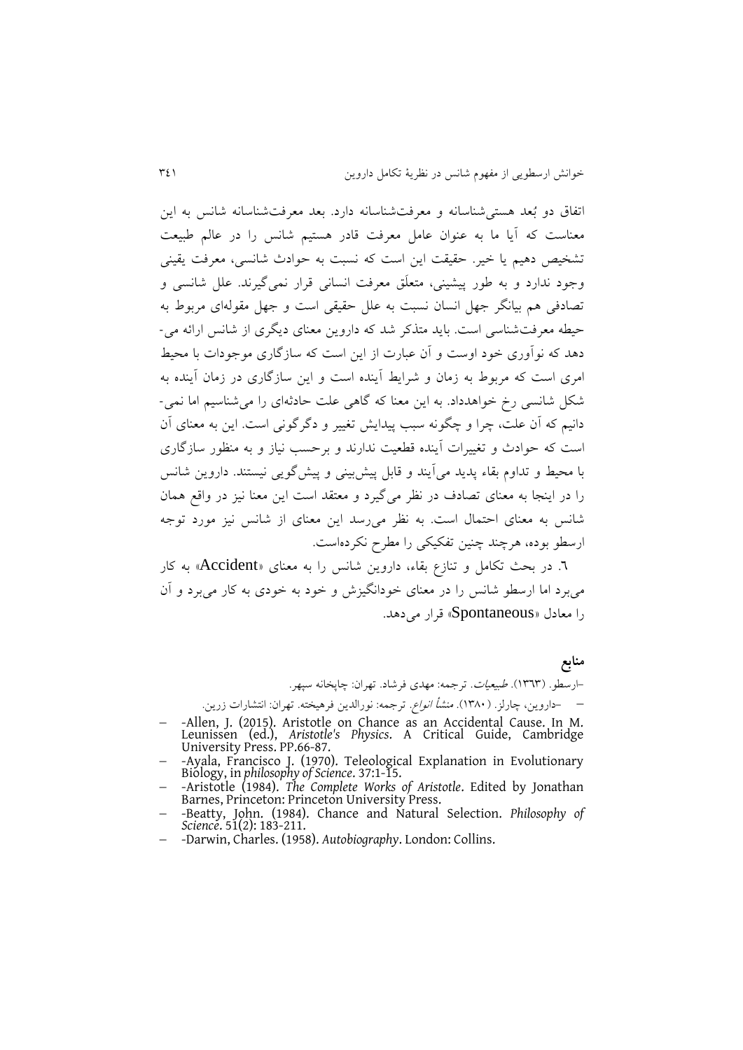اتفاق دو بُعد هستی‌شناسانه و معرفت‌شناسانه دارد. بعد معرفت‌شناسانه شانس به این معناست که آیا ما به عنوان عامل معرفت قادر هستیم شانس را در عالم طبیعت تشخیص دهیم یا خیر. حقیقت این است که نسبت به حوادث شانسی، معرفت یقینی وجود ندارد و به طور پیشینی، متعلَق معرفت انسانی قرار نمی‌گیرند. علل شانسی و تصادفی هم بیانگر جهل انسان نسبت به علل حقیقی است و جهل مقوله‌ای مربوط به حیطه معرفت‌شناسی است. باید متذکر شد که داروین معنای دیگری از شانس ارائه می‌دهد که نوآوری خود اوست و آن عبارت از این است که سازگاری موجودات با محیط امری است که مربوط به زمان و شرایط آینده است و این سازگاری در زمان آینده به شکل شانسی رخ خواهدداد. به این معنا که گاهی علت حادثه‌ای را می‌شناسیم اما نمی‌دانیم که آن علت، چرا و چگونه سبب پیدایش تغییر و دگرگونی است. این به معنای آن است که حوادث و تغییرات آینده قطعیت ندارند و برحسب نیاز و به منظور سازگاری با محیط و تداوم بقاء پدید می‌آیند و قابل پیش‌بینی و پیش‌گویی نیستند. داروین شانس را در اینجا به معنای تصادف در نظر می‌گیرد و معتقد است این معنا نیز در واقع همان شانس به معنای احتمال است. به نظر می‌رسد این معنای از شانس نیز مورد توجه ارسطو بوده، هرچند چنین تفکیکی را مطرح نکرده‌است.

٦. در بحث تکامل و تنازع بقاء، داروین شانس را به معنای «Accident» به کار می‌برد اما ارسطو شانس را در معنای خودانگیزش و خود به خودی به کار می‌برد و آن را معادل «Spontaneous» قرار می‌دهد.

## منابع

- ارسطو. (١٣٦٣). *طبیعیات*. ترجمه: مهدی فرشاد. تهران: چاپخانه سپهر.
- داروین، چارلز. (١٣٨٠). *منشأ انواع*. ترجمه: نورالدین فرهیخته. تهران: انتشارات زرین.
- Allen, J. (2015). Aristotle on Chance as an Accidental Cause. In M. Leunissen (ed.), *Aristotle's Physics*. A Critical Guide, Cambridge University Press. PP.66-87.
- Ayala, Francisco J. (1970). Teleological Explanation in Evolutionary Biology, in *philosophy of Science*. 37:1-15.
- Aristotle (1984). *The Complete Works of Aristotle*. Edited by Jonathan Barnes, Princeton: Princeton University Press.
- Beatty, John. (1984). Chance and Natural Selection. *Philosophy of Science*. 51(2): 183-211.
- Darwin, Charles. (1958). *Autobiography*. London: Collins.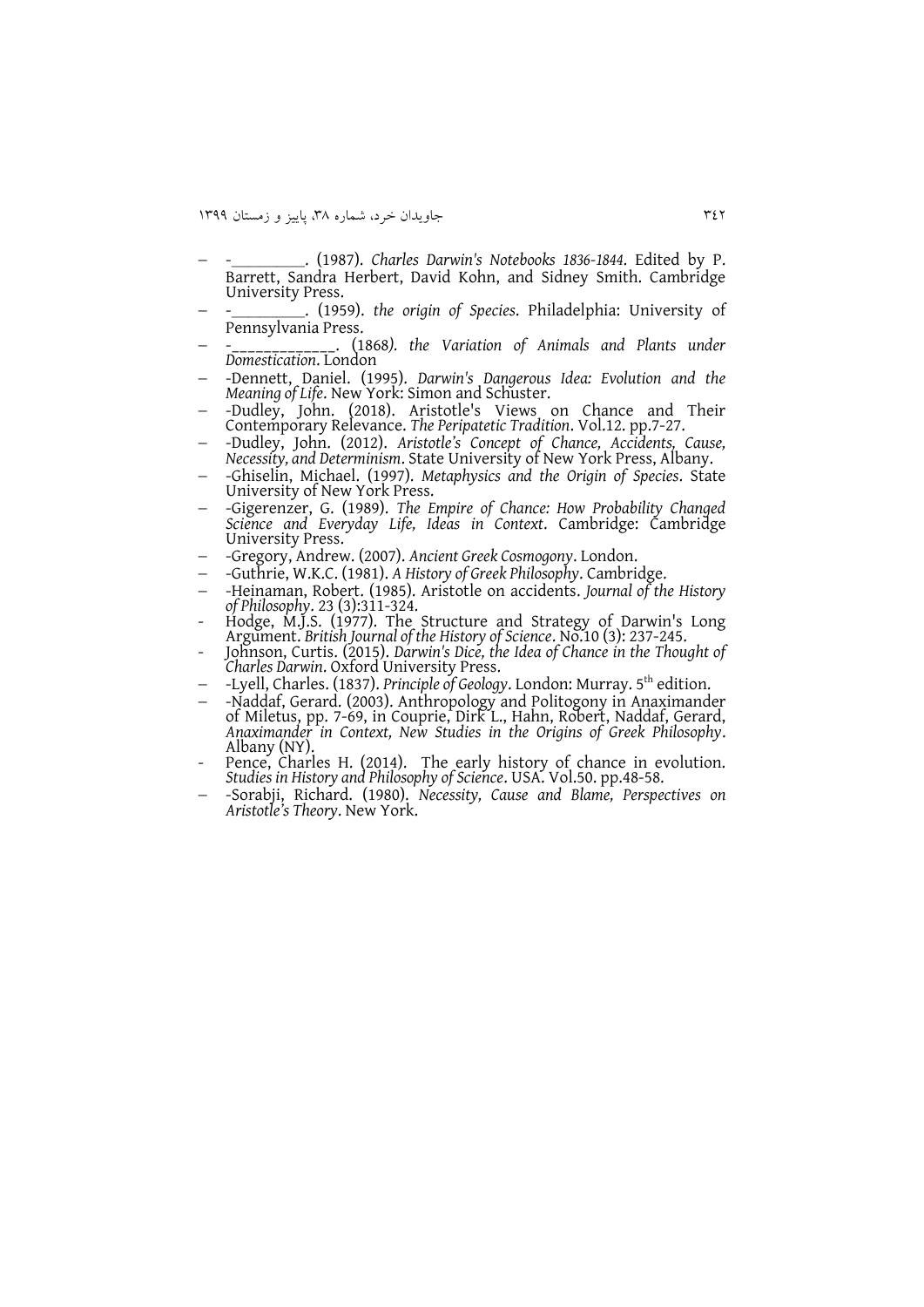- -_________. (1987). *Charles Darwin's Notebooks 1836-1844*. Edited by P. Barrett, Sandra Herbert, David Kohn, and Sidney Smith. Cambridge University Press.
- -_________. (1959). *the origin of Species*. Philadelphia: University of Pennsylvania Press.
- -_____________. (1868*). the Variation of Animals and Plants under Domestication*. London
- -Dennett, Daniel. (1995). *Darwin's Dangerous Idea: Evolution and the Meaning of Life*. New York: Simon and Schuster.
- -Dudley, John. (2018). Aristotle's Views on Chance and Their Contemporary Relevance. *The Peripatetic Tradition*. Vol.12. pp.7-27.
- -Dudley, John. (2012). *Aristotle's Concept of Chance, Accidents, Cause, Necessity, and Determinism*. State University of New York Press, Albany.
- -Ghiselin, Michael. (1997). *Metaphysics and the Origin of Species*. State University of New York Press.
- -Gigerenzer, G. (1989). *The Empire of Chance: How Probability Changed Science and Everyday Life, Ideas in Context*. Cambridge: Cambridge University Press.
- -Gregory, Andrew. (2007). *Ancient Greek Cosmogony*. London.
- -Guthrie, W.K.C. (1981). *A History of Greek Philosophy*. Cambridge.
- -Heinaman, Robert. (1985). Aristotle on accidents. *Journal of the History of Philosophy*. 23 (3):311-324.
- Hodge, M.J.S. (1977). The Structure and Strategy of Darwin's Long Argument. *British Journal of the History of Science*. No.10 (3): 237-245.
- Johnson, Curtis. (2015). *Darwin's Dice, the Idea of Chance in the Thought of Charles Darwin*. Oxford University Press.
- -Lyell, Charles. (1837). *Principle of Geology*. London: Murray. 5th edition.
- -Naddaf, Gerard. (2003). Anthropology and Politogony in Anaximander of Miletus, pp. 7-69, in Couprie, Dirk L., Hahn, Robert, Naddaf, Gerard, *Anaximander in Context, New Studies in the Origins of Greek Philosophy*. Albany (NY).
- Pence, Charles H. (2014). The early history of chance in evolution. *Studies in History and Philosophy of Science*. USA. Vol.50. pp.48-58.
- -Sorabji, Richard. (1980). *Necessity, Cause and Blame, Perspectives on Aristotle's Theory*. New York.